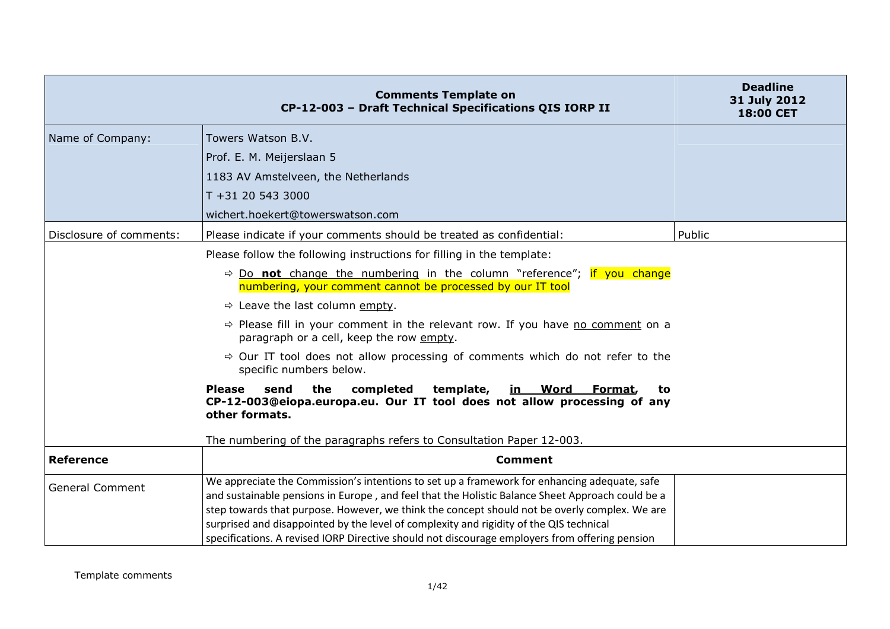| Comments Template on<br>CP-12-003 – Draft Technical Specifications QIS IORP II | | Deadline<br>31 July 2012<br>18:00 CET |
|---|---|---|
| Name of Company: | Towers Watson B.V.<br>Prof. E. M. Meijerslaan 5<br>1183 AV Amstelveen, the Netherlands<br>T +31 20 543 3000<br>wichert.hoekert@towerswatson.com | |
| Disclosure of comments: | Please indicate if your comments should be treated as confidential: | Public |
| | Please follow the following instructions for filling in the template:<br>⇨ Do **not** change the numbering in the column "reference"; if you change numbering, your comment cannot be processed by our IT tool<br>⇨ Leave the last column empty.<br>⇨ Please fill in your comment in the relevant row. If you have no comment on a paragraph or a cell, keep the row empty.<br>⇨ Our IT tool does not allow processing of comments which do not refer to the specific numbers below.<br>**Please send the completed template, in Word Format, to CP-12-003@eiopa.europa.eu. Our IT tool does not allow processing of any other formats.**<br>The numbering of the paragraphs refers to Consultation Paper 12-003. | |
| **Reference** | **Comment** | |
| General Comment | We appreciate the Commission's intentions to set up a framework for enhancing adequate, safe and sustainable pensions in Europe , and feel that the Holistic Balance Sheet Approach could be a step towards that purpose. However, we think the concept should not be overly complex. We are surprised and disappointed by the level of complexity and rigidity of the QIS technical specifications. A revised IORP Directive should not discourage employers from offering pension | |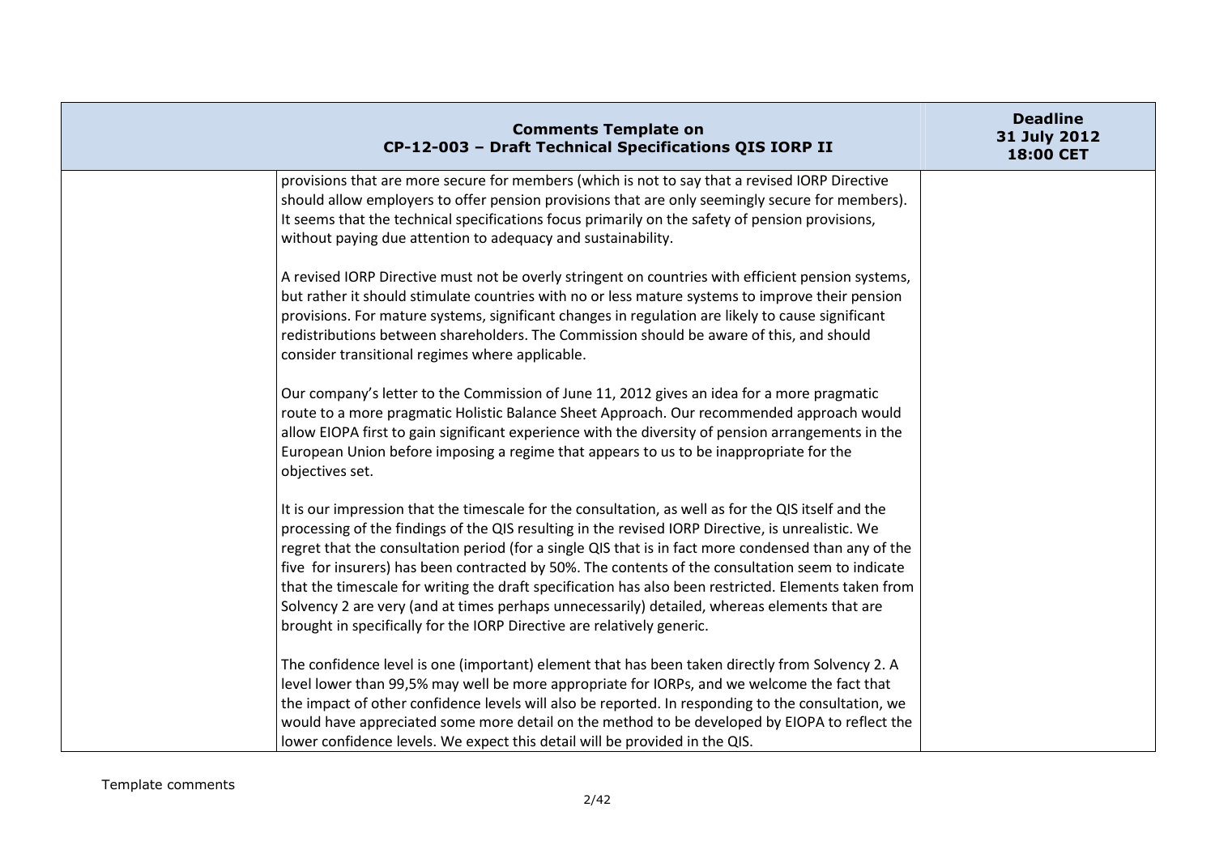| | | |
|---|---|---|
| | provisions that are more secure for members (which is not to say that a revised IORP Directive should allow employers to offer pension provisions that are only seemingly secure for members). It seems that the technical specifications focus primarily on the safety of pension provisions, without paying due attention to adequacy and sustainability.<br><br>A revised IORP Directive must not be overly stringent on countries with efficient pension systems, but rather it should stimulate countries with no or less mature systems to improve their pension provisions. For mature systems, significant changes in regulation are likely to cause significant redistributions between shareholders. The Commission should be aware of this, and should consider transitional regimes where applicable.<br><br>Our company's letter to the Commission of June 11, 2012 gives an idea for a more pragmatic route to a more pragmatic Holistic Balance Sheet Approach. Our recommended approach would allow EIOPA first to gain significant experience with the diversity of pension arrangements in the European Union before imposing a regime that appears to us to be inappropriate for the objectives set.<br><br>It is our impression that the timescale for the consultation, as well as for the QIS itself and the processing of the findings of the QIS resulting in the revised IORP Directive, is unrealistic. We regret that the consultation period (for a single QIS that is in fact more condensed than any of the five for insurers) has been contracted by 50%. The contents of the consultation seem to indicate that the timescale for writing the draft specification has also been restricted. Elements taken from Solvency 2 are very (and at times perhaps unnecessarily) detailed, whereas elements that are brought in specifically for the IORP Directive are relatively generic.<br><br>The confidence level is one (important) element that has been taken directly from Solvency 2. A level lower than 99,5% may well be more appropriate for IORPs, and we welcome the fact that the impact of other confidence levels will also be reported. In responding to the consultation, we would have appreciated some more detail on the method to be developed by EIOPA to reflect the lower confidence levels. We expect this detail will be provided in the QIS. | |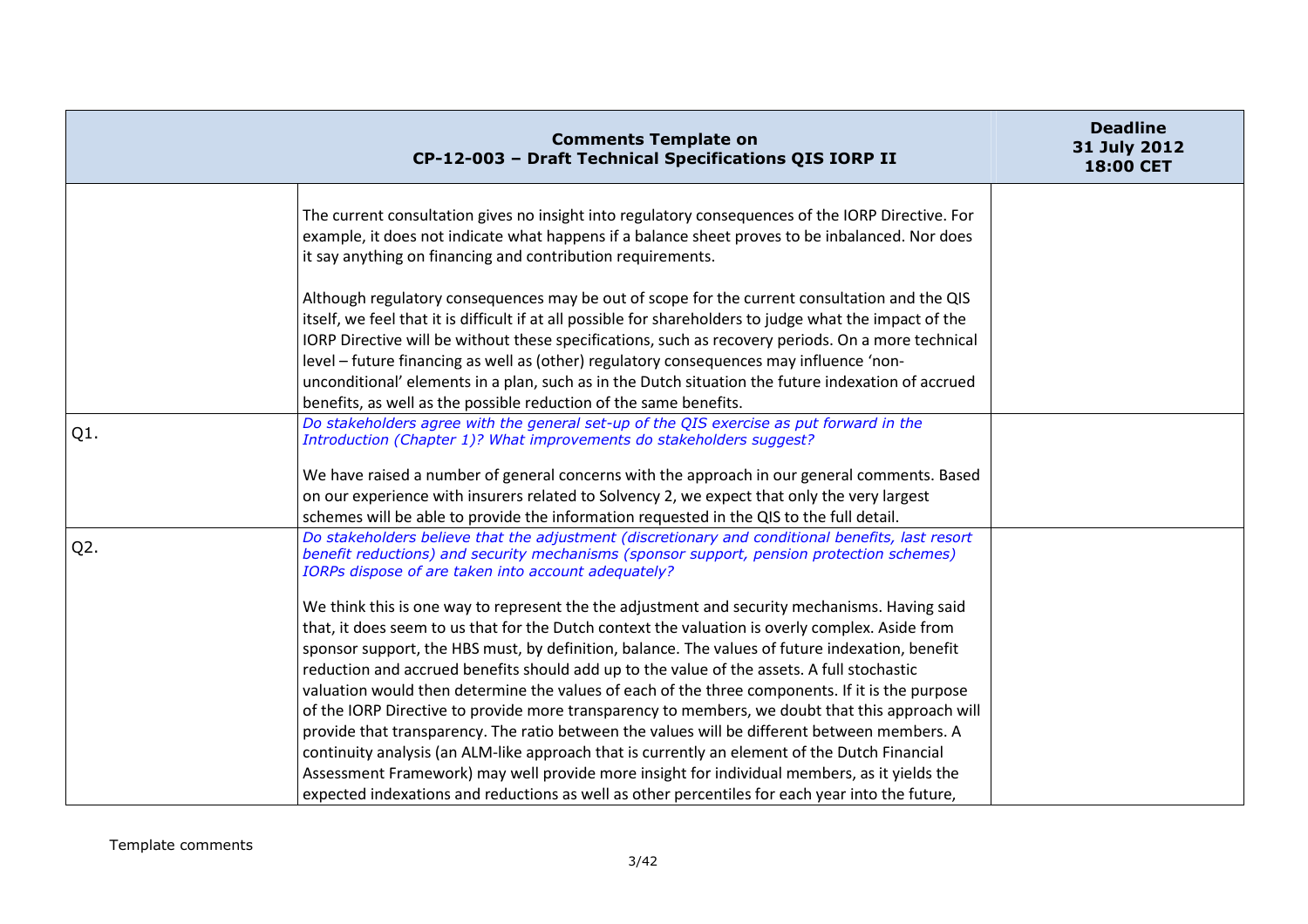| Comments Template on CP-12-003 – Draft Technical Specifications QIS IORP II | | Deadline 31 July 2012 18:00 CET |
|---|---|---|
| | The current consultation gives no insight into regulatory consequences of the IORP Directive. For example, it does not indicate what happens if a balance sheet proves to be inbalanced. Nor does it say anything on financing and contribution requirements.<br><br>Although regulatory consequences may be out of scope for the current consultation and the QIS itself, we feel that it is difficult if at all possible for shareholders to judge what the impact of the IORP Directive will be without these specifications, such as recovery periods. On a more technical level – future financing as well as (other) regulatory consequences may influence 'non-unconditional' elements in a plan, such as in the Dutch situation the future indexation of accrued benefits, as well as the possible reduction of the same benefits. | |
| Q1. | *Do stakeholders agree with the general set-up of the QIS exercise as put forward in the Introduction (Chapter 1)? What improvements do stakeholders suggest?*<br><br>We have raised a number of general concerns with the approach in our general comments. Based on our experience with insurers related to Solvency 2, we expect that only the very largest schemes will be able to provide the information requested in the QIS to the full detail. | |
| Q2. | *Do stakeholders believe that the adjustment (discretionary and conditional benefits, last resort benefit reductions) and security mechanisms (sponsor support, pension protection schemes) IORPs dispose of are taken into account adequately?*<br><br>We think this is one way to represent the the adjustment and security mechanisms. Having said that, it does seem to us that for the Dutch context the valuation is overly complex. Aside from sponsor support, the HBS must, by definition, balance. The values of future indexation, benefit reduction and accrued benefits should add up to the value of the assets. A full stochastic valuation would then determine the values of each of the three components. If it is the purpose of the IORP Directive to provide more transparency to members, we doubt that this approach will provide that transparency. The ratio between the values will be different between members. A continuity analysis (an ALM-like approach that is currently an element of the Dutch Financial Assessment Framework) may well provide more insight for individual members, as it yields the expected indexations and reductions as well as other percentiles for each year into the future, | |

Template comments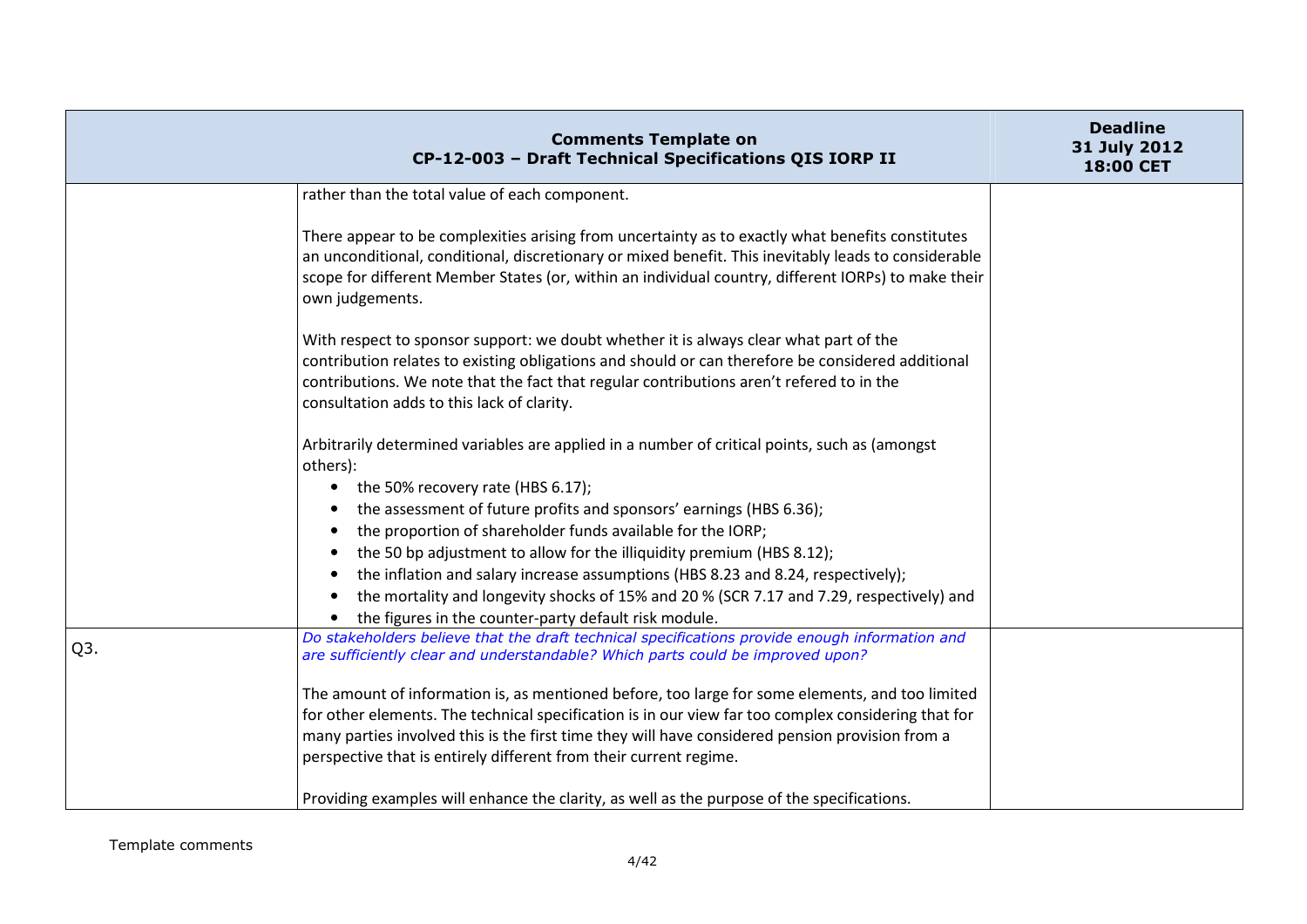| Comments Template on CP-12-003 – Draft Technical Specifications QIS IORP II | | Deadline 31 July 2012 18:00 CET |
|---|---|---|
| | rather than the total value of each component.<br><br>There appear to be complexities arising from uncertainty as to exactly what benefits constitutes an unconditional, conditional, discretionary or mixed benefit. This inevitably leads to considerable scope for different Member States (or, within an individual country, different IORPs) to make their own judgements.<br><br>With respect to sponsor support: we doubt whether it is always clear what part of the contribution relates to existing obligations and should or can therefore be considered additional contributions. We note that the fact that regular contributions aren't refered to in the consultation adds to this lack of clarity.<br><br>Arbitrarily determined variables are applied in a number of critical points, such as (amongst others):<br>• the 50% recovery rate (HBS 6.17);<br>• the assessment of future profits and sponsors' earnings (HBS 6.36);<br>• the proportion of shareholder funds available for the IORP;<br>• the 50 bp adjustment to allow for the illiquidity premium (HBS 8.12);<br>• the inflation and salary increase assumptions (HBS 8.23 and 8.24, respectively);<br>• the mortality and longevity shocks of 15% and 20 % (SCR 7.17 and 7.29, respectively) and<br>• the figures in the counter-party default risk module. | |
| Q3. | *Do stakeholders believe that the draft technical specifications provide enough information and are sufficiently clear and understandable? Which parts could be improved upon?*<br><br>The amount of information is, as mentioned before, too large for some elements, and too limited for other elements. The technical specification is in our view far too complex considering that for many parties involved this is the first time they will have considered pension provision from a perspective that is entirely different from their current regime.<br><br>Providing examples will enhance the clarity, as well as the purpose of the specifications. | |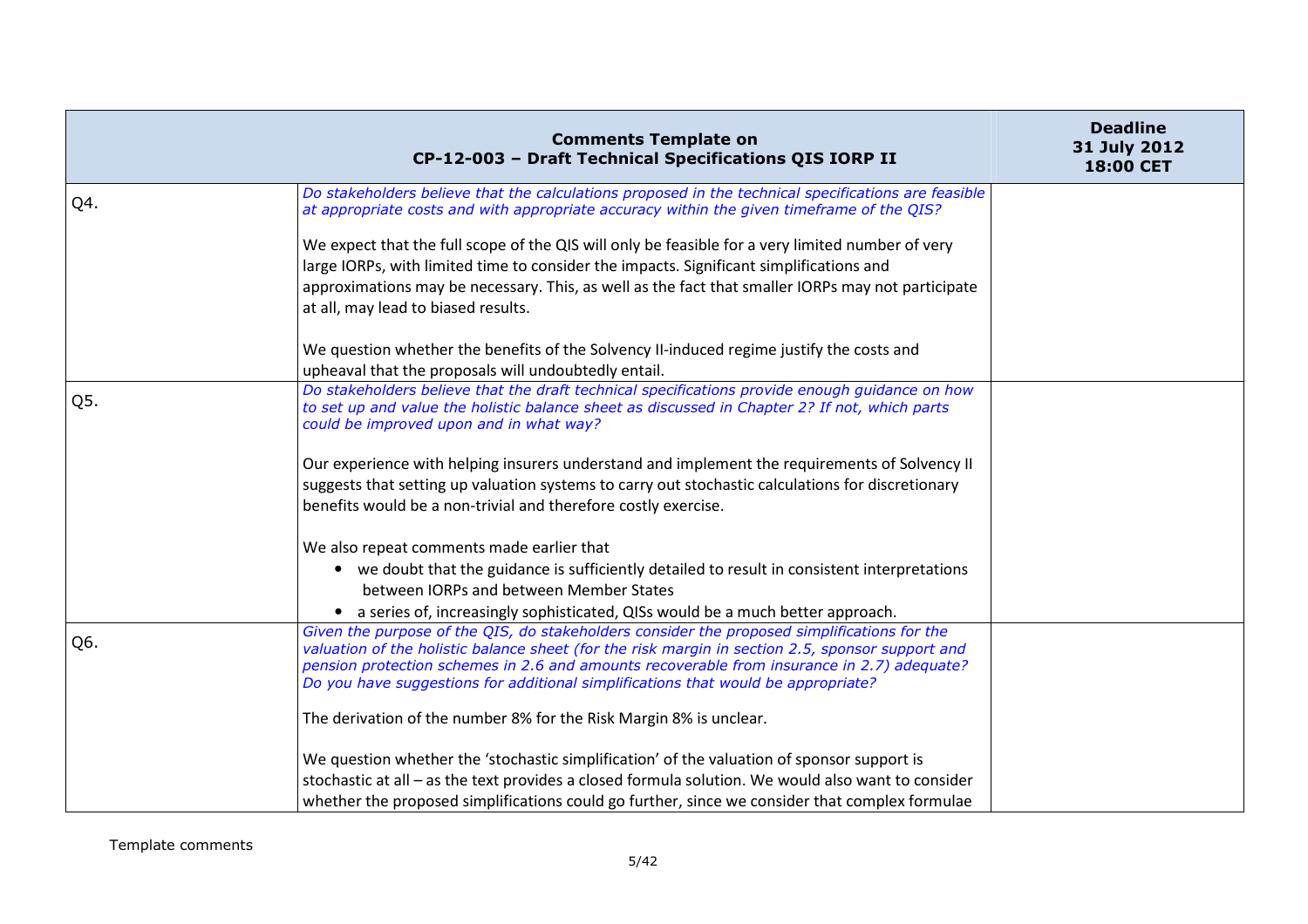| | Comments Template on CP-12-003 – Draft Technical Specifications QIS IORP II | Deadline 31 July 2012 18:00 CET |
|---|---|---|
| Q4. | *Do stakeholders believe that the calculations proposed in the technical specifications are feasible at appropriate costs and with appropriate accuracy within the given timeframe of the QIS?*<br><br>We expect that the full scope of the QIS will only be feasible for a very limited number of very large IORPs, with limited time to consider the impacts. Significant simplifications and approximations may be necessary. This, as well as the fact that smaller IORPs may not participate at all, may lead to biased results.<br><br>We question whether the benefits of the Solvency II-induced regime justify the costs and upheaval that the proposals will undoubtedly entail. | |
| Q5. | *Do stakeholders believe that the draft technical specifications provide enough guidance on how to set up and value the holistic balance sheet as discussed in Chapter 2? If not, which parts could be improved upon and in what way?*<br><br>Our experience with helping insurers understand and implement the requirements of Solvency II suggests that setting up valuation systems to carry out stochastic calculations for discretionary benefits would be a non-trivial and therefore costly exercise.<br><br>We also repeat comments made earlier that<br>• we doubt that the guidance is sufficiently detailed to result in consistent interpretations between IORPs and between Member States<br>• a series of, increasingly sophisticated, QISs would be a much better approach. | |
| Q6. | *Given the purpose of the QIS, do stakeholders consider the proposed simplifications for the valuation of the holistic balance sheet (for the risk margin in section 2.5, sponsor support and pension protection schemes in 2.6 and amounts recoverable from insurance in 2.7) adequate? Do you have suggestions for additional simplifications that would be appropriate?*<br><br>The derivation of the number 8% for the Risk Margin 8% is unclear.<br><br>We question whether the 'stochastic simplification' of the valuation of sponsor support is stochastic at all – as the text provides a closed formula solution. We would also want to consider whether the proposed simplifications could go further, since we consider that complex formulae | |

Template comments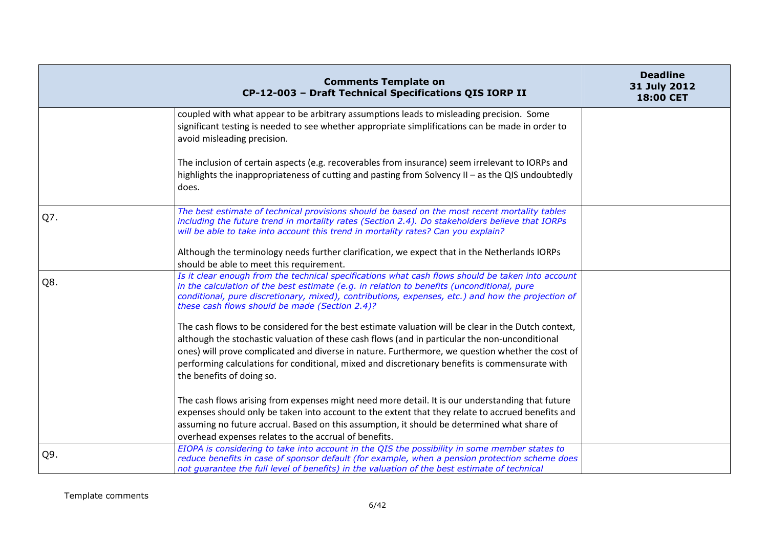| | Comments Template on CP-12-003 – Draft Technical Specifications QIS IORP II | Deadline 31 July 2012 18:00 CET |
|---|---|---|
| | coupled with what appear to be arbitrary assumptions leads to misleading precision. Some significant testing is needed to see whether appropriate simplifications can be made in order to avoid misleading precision.<br><br>The inclusion of certain aspects (e.g. recoverables from insurance) seem irrelevant to IORPs and highlights the inappropriateness of cutting and pasting from Solvency II – as the QIS undoubtedly does. | |
| Q7. | *The best estimate of technical provisions should be based on the most recent mortality tables including the future trend in mortality rates (Section 2.4). Do stakeholders believe that IORPs will be able to take into account this trend in mortality rates? Can you explain?*<br><br>Although the terminology needs further clarification, we expect that in the Netherlands IORPs should be able to meet this requirement. | |
| Q8. | *Is it clear enough from the technical specifications what cash flows should be taken into account in the calculation of the best estimate (e.g. in relation to benefits (unconditional, pure conditional, pure discretionary, mixed), contributions, expenses, etc.) and how the projection of these cash flows should be made (Section 2.4)?*<br><br>The cash flows to be considered for the best estimate valuation will be clear in the Dutch context, although the stochastic valuation of these cash flows (and in particular the non-unconditional ones) will prove complicated and diverse in nature. Furthermore, we question whether the cost of performing calculations for conditional, mixed and discretionary benefits is commensurate with the benefits of doing so.<br><br>The cash flows arising from expenses might need more detail. It is our understanding that future expenses should only be taken into account to the extent that they relate to accrued benefits and assuming no future accrual. Based on this assumption, it should be determined what share of overhead expenses relates to the accrual of benefits. | |
| Q9. | *EIOPA is considering to take into account in the QIS the possibility in some member states to reduce benefits in case of sponsor default (for example, when a pension protection scheme does not guarantee the full level of benefits) in the valuation of the best estimate of technical* | |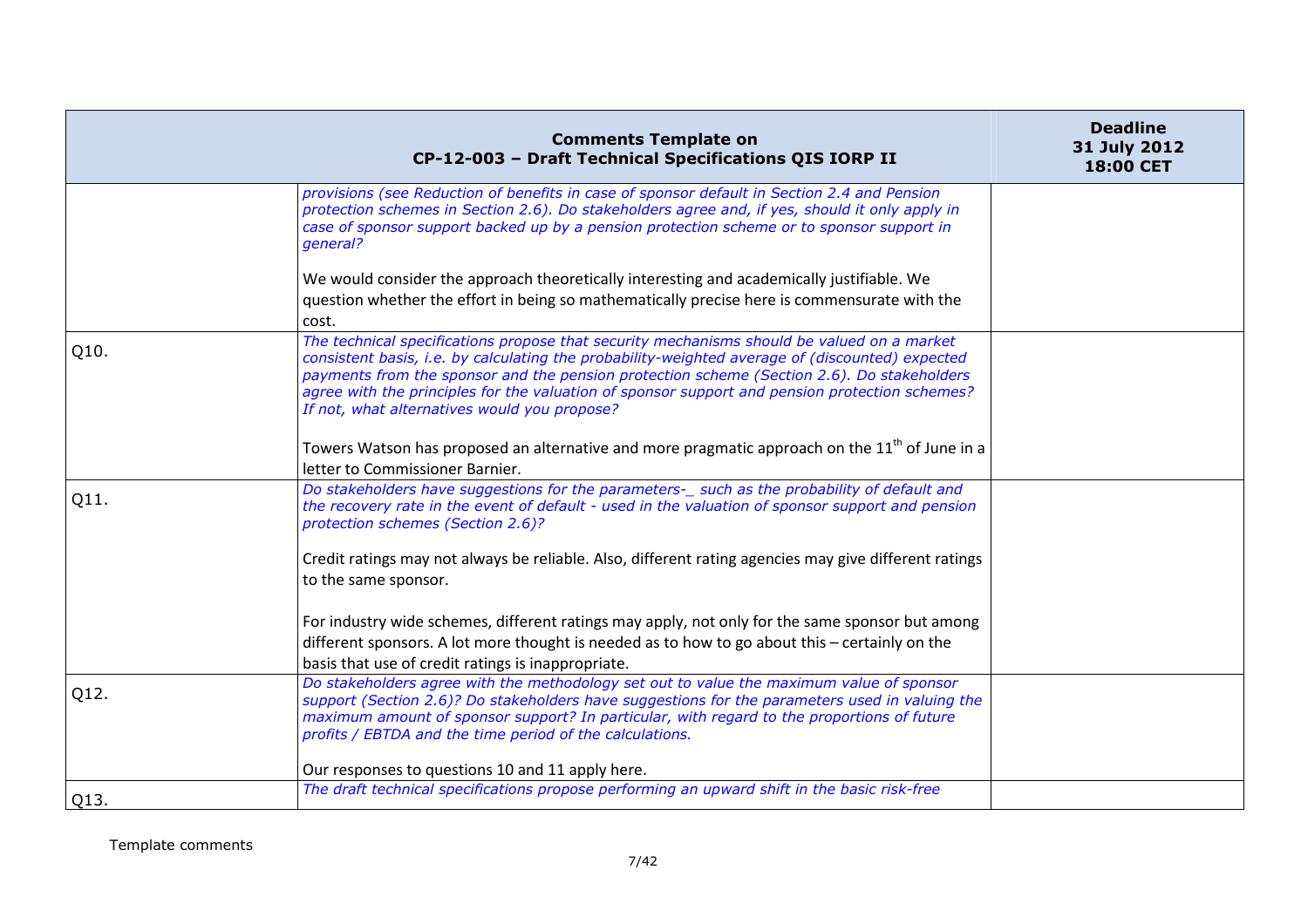| Comments Template on CP-12-003 – Draft Technical Specifications QIS IORP II | | Deadline 31 July 2012 18:00 CET |
|---|---|---|
| | *provisions (see Reduction of benefits in case of sponsor default in Section 2.4 and Pension protection schemes in Section 2.6). Do stakeholders agree and, if yes, should it only apply in case of sponsor support backed up by a pension protection scheme or to sponsor support in general?*<br><br>We would consider the approach theoretically interesting and academically justifiable. We question whether the effort in being so mathematically precise here is commensurate with the cost. | |
| Q10. | *The technical specifications propose that security mechanisms should be valued on a market consistent basis, i.e. by calculating the probability-weighted average of (discounted) expected payments from the sponsor and the pension protection scheme (Section 2.6). Do stakeholders agree with the principles for the valuation of sponsor support and pension protection schemes? If not, what alternatives would you propose?*<br><br>Towers Watson has proposed an alternative and more pragmatic approach on the 11th of June in a letter to Commissioner Barnier. | |
| Q11. | *Do stakeholders have suggestions for the parameters-_ such as the probability of default and the recovery rate in the event of default - used in the valuation of sponsor support and pension protection schemes (Section 2.6)?*<br><br>Credit ratings may not always be reliable. Also, different rating agencies may give different ratings to the same sponsor.<br><br>For industry wide schemes, different ratings may apply, not only for the same sponsor but among different sponsors. A lot more thought is needed as to how to go about this – certainly on the basis that use of credit ratings is inappropriate. | |
| Q12. | *Do stakeholders agree with the methodology set out to value the maximum value of sponsor support (Section 2.6)? Do stakeholders have suggestions for the parameters used in valuing the maximum amount of sponsor support? In particular, with regard to the proportions of future profits / EBTDA and the time period of the calculations.*<br><br>Our responses to questions 10 and 11 apply here. | |
| Q13. | *The draft technical specifications propose performing an upward shift in the basic risk-free* | |

Template comments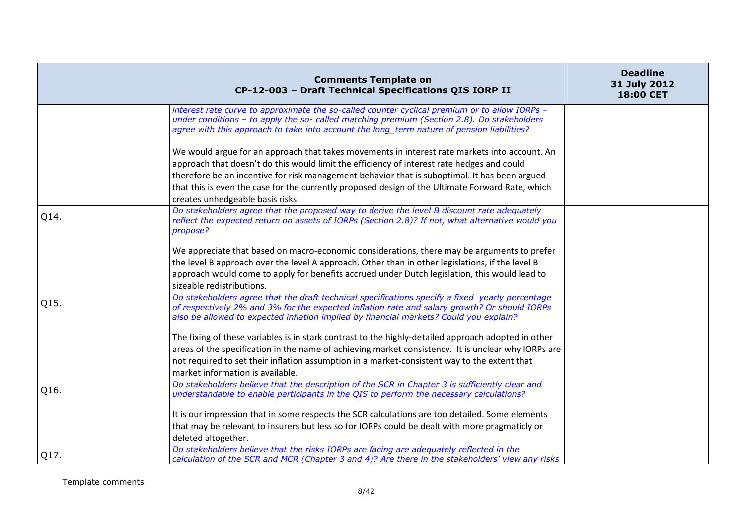| Comments Template on CP-12-003 – Draft Technical Specifications QIS IORP II | | Deadline 31 July 2012 18:00 CET |
|---|---|---|
| | *interest rate curve to approximate the so-called counter cyclical premium or to allow IORPs – under conditions – to apply the so- called matching premium (Section 2.8). Do stakeholders agree with this approach to take into account the long_term nature of pension liabilities?*<br><br>We would argue for an approach that takes movements in interest rate markets into account. An approach that doesn't do this would limit the efficiency of interest rate hedges and could therefore be an incentive for risk management behavior that is suboptimal. It has been argued that this is even the case for the currently proposed design of the Ultimate Forward Rate, which creates unhedgeable basis risks. | |
| Q14. | *Do stakeholders agree that the proposed way to derive the level B discount rate adequately reflect the expected return on assets of IORPs (Section 2.8)? If not, what alternative would you propose?*<br><br>We appreciate that based on macro-economic considerations, there may be arguments to prefer the level B approach over the level A approach. Other than in other legislations, if the level B approach would come to apply for benefits accrued under Dutch legislation, this would lead to sizeable redistributions. | |
| Q15. | *Do stakeholders agree that the draft technical specifications specify a fixed yearly percentage of respectively 2% and 3% for the expected inflation rate and salary growth? Or should IORPs also be allowed to expected inflation implied by financial markets? Could you explain?*<br><br>The fixing of these variables is in stark contrast to the highly-detailed approach adopted in other areas of the specification in the name of achieving market consistency. It is unclear why IORPs are not required to set their inflation assumption in a market-consistent way to the extent that market information is available. | |
| Q16. | *Do stakeholders believe that the description of the SCR in Chapter 3 is sufficiently clear and understandable to enable participants in the QIS to perform the necessary calculations?*<br><br>It is our impression that in some respects the SCR calculations are too detailed. Some elements that may be relevant to insurers but less so for IORPs could be dealt with more pragmaticly or deleted altogether. | |
| Q17. | *Do stakeholders believe that the risks IORPs are facing are adequately reflected in the calculation of the SCR and MCR (Chapter 3 and 4)? Are there in the stakeholders' view any risks* | |

Template comments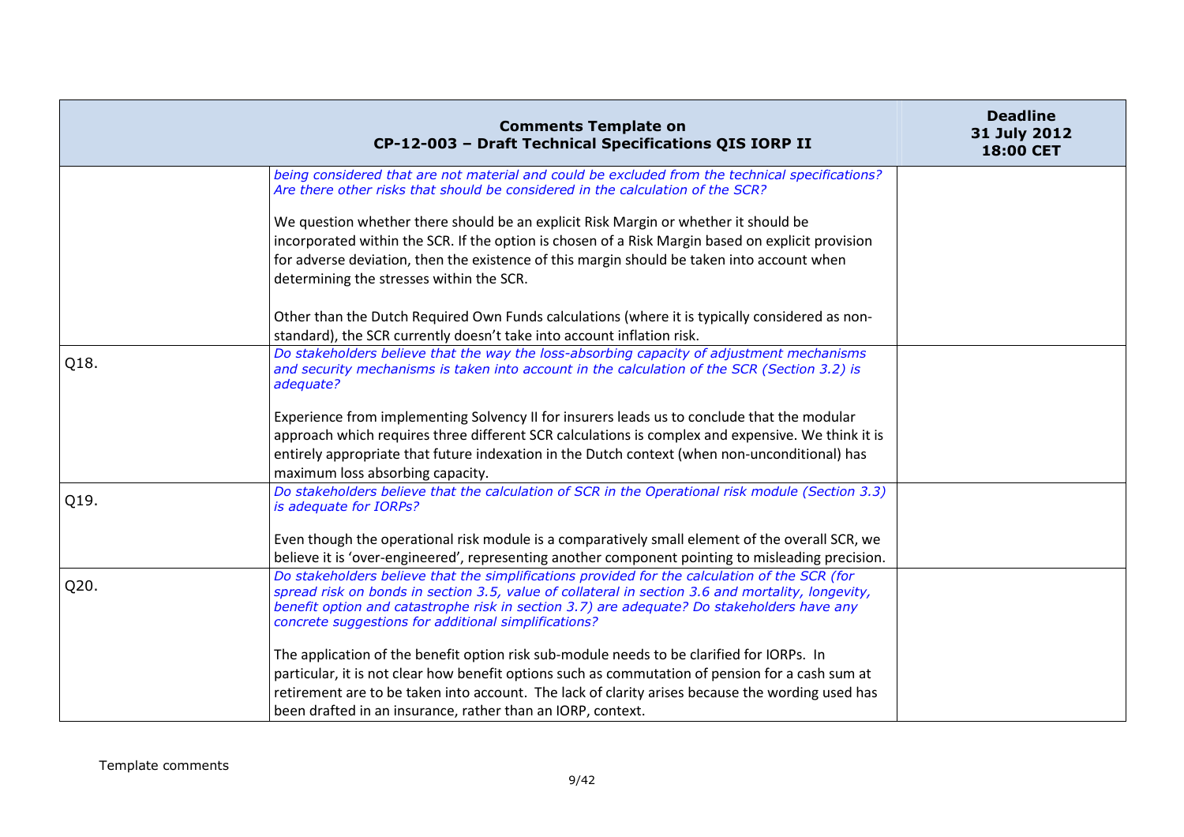| Comments Template on CP-12-003 – Draft Technical Specifications QIS IORP II | | Deadline 31 July 2012 18:00 CET |
|---|---|---|
| | *being considered that are not material and could be excluded from the technical specifications? Are there other risks that should be considered in the calculation of the SCR?*<br><br>We question whether there should be an explicit Risk Margin or whether it should be incorporated within the SCR. If the option is chosen of a Risk Margin based on explicit provision for adverse deviation, then the existence of this margin should be taken into account when determining the stresses within the SCR.<br><br>Other than the Dutch Required Own Funds calculations (where it is typically considered as non-standard), the SCR currently doesn't take into account inflation risk. | |
| Q18. | *Do stakeholders believe that the way the loss-absorbing capacity of adjustment mechanisms and security mechanisms is taken into account in the calculation of the SCR (Section 3.2) is adequate?*<br><br>Experience from implementing Solvency II for insurers leads us to conclude that the modular approach which requires three different SCR calculations is complex and expensive. We think it is entirely appropriate that future indexation in the Dutch context (when non-unconditional) has maximum loss absorbing capacity. | |
| Q19. | *Do stakeholders believe that the calculation of SCR in the Operational risk module (Section 3.3) is adequate for IORPs?*<br><br>Even though the operational risk module is a comparatively small element of the overall SCR, we believe it is 'over-engineered', representing another component pointing to misleading precision. | |
| Q20. | *Do stakeholders believe that the simplifications provided for the calculation of the SCR (for spread risk on bonds in section 3.5, value of collateral in section 3.6 and mortality, longevity, benefit option and catastrophe risk in section 3.7) are adequate? Do stakeholders have any concrete suggestions for additional simplifications?*<br><br>The application of the benefit option risk sub-module needs to be clarified for IORPs. In particular, it is not clear how benefit options such as commutation of pension for a cash sum at retirement are to be taken into account. The lack of clarity arises because the wording used has been drafted in an insurance, rather than an IORP, context. | |

Template comments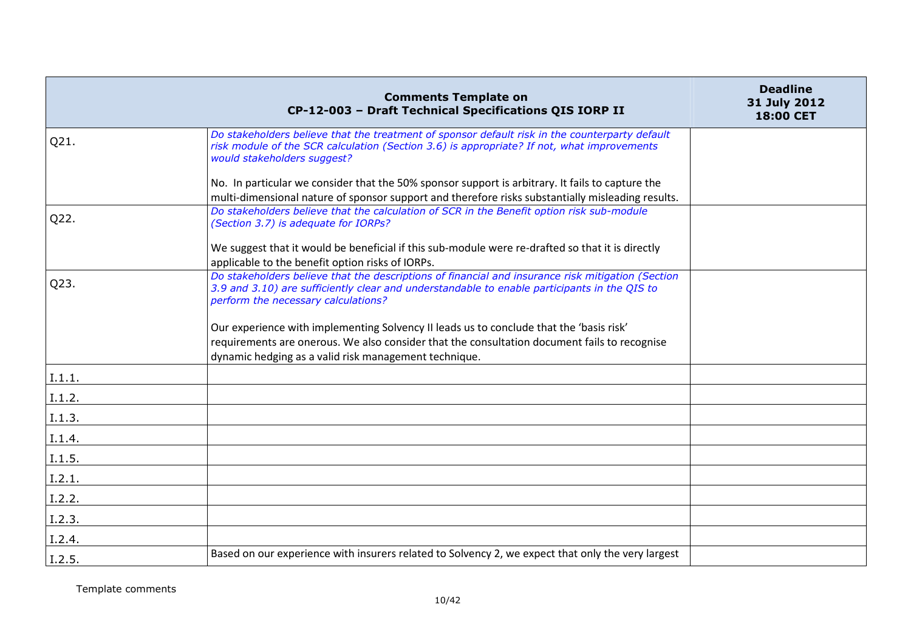| | **Comments Template on CP-12-003 – Draft Technical Specifications QIS IORP II** | **Deadline 31 July 2012 18:00 CET** |
|---|---|---|
| Q21. | *Do stakeholders believe that the treatment of sponsor default risk in the counterparty default risk module of the SCR calculation (Section 3.6) is appropriate? If not, what improvements would stakeholders suggest?*<br><br>No. In particular we consider that the 50% sponsor support is arbitrary. It fails to capture the multi-dimensional nature of sponsor support and therefore risks substantially misleading results. | |
| Q22. | *Do stakeholders believe that the calculation of SCR in the Benefit option risk sub-module (Section 3.7) is adequate for IORPs?*<br><br>We suggest that it would be beneficial if this sub-module were re-drafted so that it is directly applicable to the benefit option risks of IORPs. | |
| Q23. | *Do stakeholders believe that the descriptions of financial and insurance risk mitigation (Section 3.9 and 3.10) are sufficiently clear and understandable to enable participants in the QIS to perform the necessary calculations?*<br><br>Our experience with implementing Solvency II leads us to conclude that the 'basis risk' requirements are onerous. We also consider that the consultation document fails to recognise dynamic hedging as a valid risk management technique. | |
| I.1.1. | | |
| I.1.2. | | |
| I.1.3. | | |
| I.1.4. | | |
| I.1.5. | | |
| I.2.1. | | |
| I.2.2. | | |
| I.2.3. | | |
| I.2.4. | | |
| I.2.5. | Based on our experience with insurers related to Solvency 2, we expect that only the very largest | |

Template comments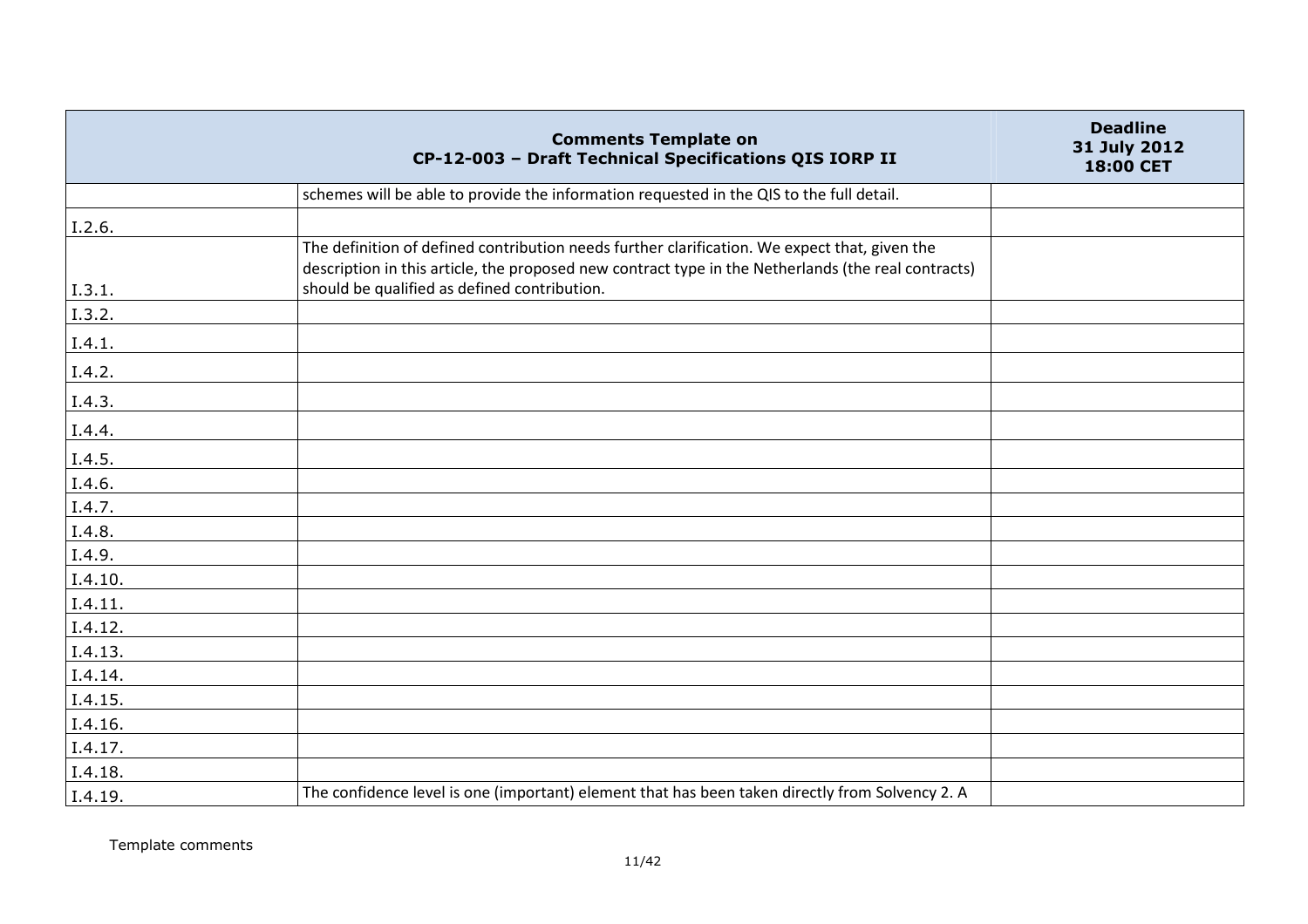| Comments Template on CP-12-003 – Draft Technical Specifications QIS IORP II | | Deadline 31 July 2012 18:00 CET |
|---|---|---|
| | schemes will be able to provide the information requested in the QIS to the full detail. | |
| I.2.6. | | |
| I.3.1. | The definition of defined contribution needs further clarification. We expect that, given the description in this article, the proposed new contract type in the Netherlands (the real contracts) should be qualified as defined contribution. | |
| I.3.2. | | |
| I.4.1. | | |
| I.4.2. | | |
| I.4.3. | | |
| I.4.4. | | |
| I.4.5. | | |
| I.4.6. | | |
| I.4.7. | | |
| I.4.8. | | |
| I.4.9. | | |
| I.4.10. | | |
| I.4.11. | | |
| I.4.12. | | |
| I.4.13. | | |
| I.4.14. | | |
| I.4.15. | | |
| I.4.16. | | |
| I.4.17. | | |
| I.4.18. | | |
| I.4.19. | The confidence level is one (important) element that has been taken directly from Solvency 2. A | |

Template comments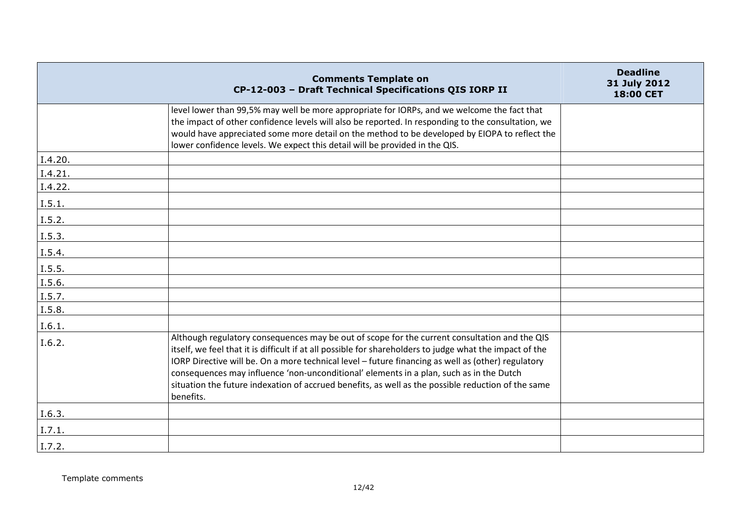| Comments Template on CP-12-003 – Draft Technical Specifications QIS IORP II | | Deadline 31 July 2012 18:00 CET |
|---|---|---|
| | level lower than 99,5% may well be more appropriate for IORPs, and we welcome the fact that the impact of other confidence levels will also be reported. In responding to the consultation, we would have appreciated some more detail on the method to be developed by EIOPA to reflect the lower confidence levels. We expect this detail will be provided in the QIS. | |
| I.4.20. | | |
| I.4.21. | | |
| I.4.22. | | |
| I.5.1. | | |
| I.5.2. | | |
| I.5.3. | | |
| I.5.4. | | |
| I.5.5. | | |
| I.5.6. | | |
| I.5.7. | | |
| I.5.8. | | |
| I.6.1. | | |
| I.6.2. | Although regulatory consequences may be out of scope for the current consultation and the QIS itself, we feel that it is difficult if at all possible for shareholders to judge what the impact of the IORP Directive will be. On a more technical level – future financing as well as (other) regulatory consequences may influence 'non-unconditional' elements in a plan, such as in the Dutch situation the future indexation of accrued benefits, as well as the possible reduction of the same benefits. | |
| I.6.3. | | |
| I.7.1. | | |
| I.7.2. | | |

Template comments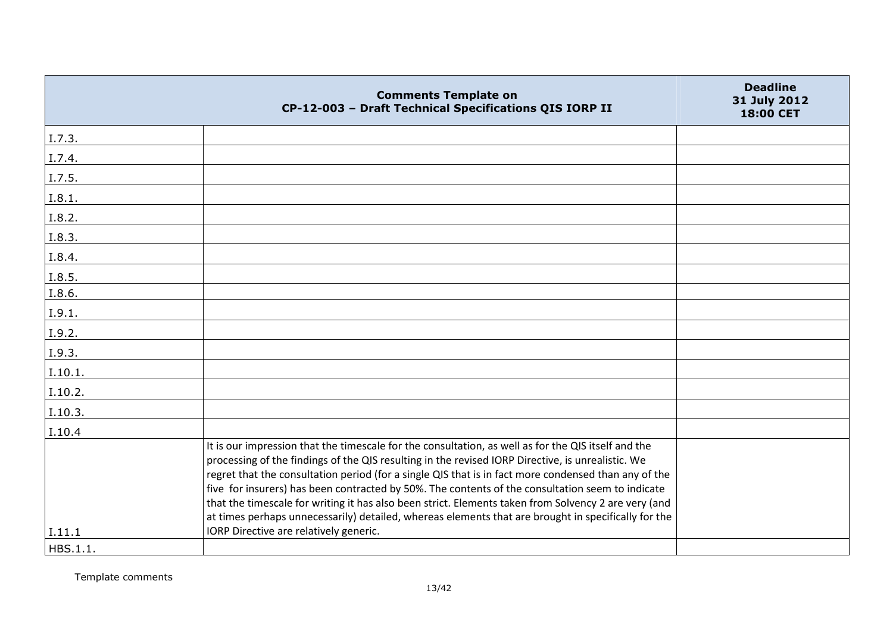| | Comments Template on CP-12-003 – Draft Technical Specifications QIS IORP II | Deadline 31 July 2012 18:00 CET |
|---|---|---|
| I.7.3. | | |
| I.7.4. | | |
| I.7.5. | | |
| I.8.1. | | |
| I.8.2. | | |
| I.8.3. | | |
| I.8.4. | | |
| I.8.5. | | |
| I.8.6. | | |
| I.9.1. | | |
| I.9.2. | | |
| I.9.3. | | |
| I.10.1. | | |
| I.10.2. | | |
| I.10.3. | | |
| I.10.4 | | |
| I.11.1 | It is our impression that the timescale for the consultation, as well as for the QIS itself and the processing of the findings of the QIS resulting in the revised IORP Directive, is unrealistic. We regret that the consultation period (for a single QIS that is in fact more condensed than any of the five for insurers) has been contracted by 50%. The contents of the consultation seem to indicate that the timescale for writing it has also been strict. Elements taken from Solvency 2 are very (and at times perhaps unnecessarily) detailed, whereas elements that are brought in specifically for the IORP Directive are relatively generic. | |
| HBS.1.1. | | |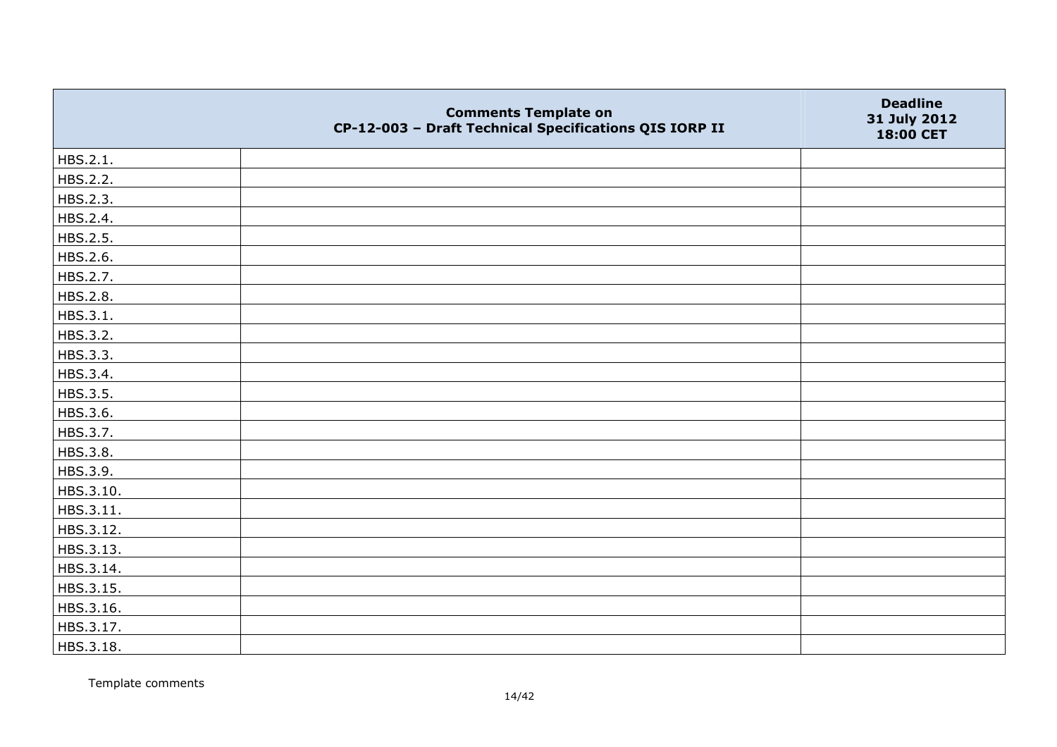|  | Comments Template on CP-12-003 – Draft Technical Specifications QIS IORP II | Deadline 31 July 2012 18:00 CET |
|---|---|---|
| HBS.2.1. |  |  |
| HBS.2.2. |  |  |
| HBS.2.3. |  |  |
| HBS.2.4. |  |  |
| HBS.2.5. |  |  |
| HBS.2.6. |  |  |
| HBS.2.7. |  |  |
| HBS.2.8. |  |  |
| HBS.3.1. |  |  |
| HBS.3.2. |  |  |
| HBS.3.3. |  |  |
| HBS.3.4. |  |  |
| HBS.3.5. |  |  |
| HBS.3.6. |  |  |
| HBS.3.7. |  |  |
| HBS.3.8. |  |  |
| HBS.3.9. |  |  |
| HBS.3.10. |  |  |
| HBS.3.11. |  |  |
| HBS.3.12. |  |  |
| HBS.3.13. |  |  |
| HBS.3.14. |  |  |
| HBS.3.15. |  |  |
| HBS.3.16. |  |  |
| HBS.3.17. |  |  |
| HBS.3.18. |  |  |

Template comments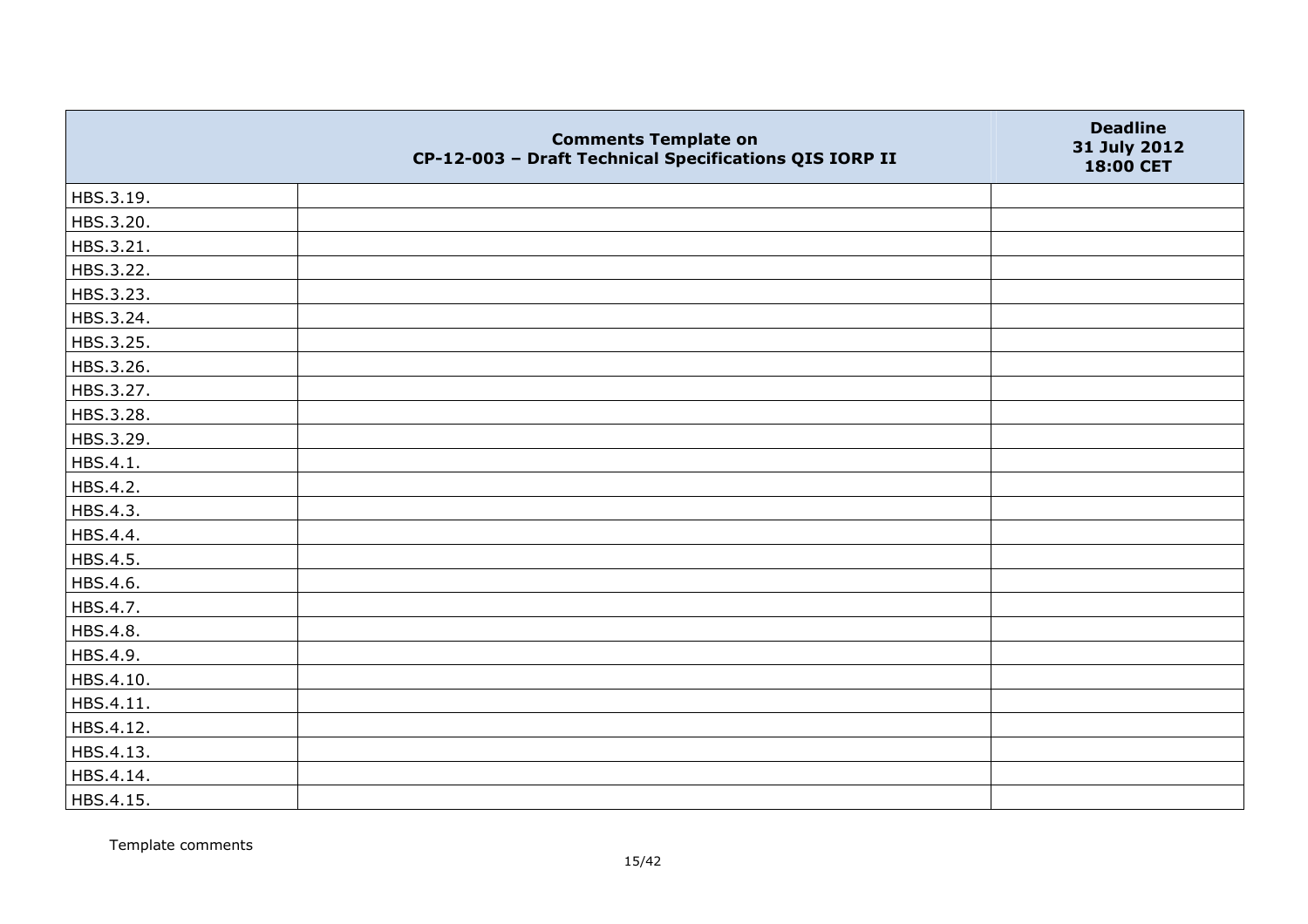|  | Comments Template on CP-12-003 – Draft Technical Specifications QIS IORP II | Deadline 31 July 2012 18:00 CET |
|---|---|---|
| HBS.3.19. |  |  |
| HBS.3.20. |  |  |
| HBS.3.21. |  |  |
| HBS.3.22. |  |  |
| HBS.3.23. |  |  |
| HBS.3.24. |  |  |
| HBS.3.25. |  |  |
| HBS.3.26. |  |  |
| HBS.3.27. |  |  |
| HBS.3.28. |  |  |
| HBS.3.29. |  |  |
| HBS.4.1. |  |  |
| HBS.4.2. |  |  |
| HBS.4.3. |  |  |
| HBS.4.4. |  |  |
| HBS.4.5. |  |  |
| HBS.4.6. |  |  |
| HBS.4.7. |  |  |
| HBS.4.8. |  |  |
| HBS.4.9. |  |  |
| HBS.4.10. |  |  |
| HBS.4.11. |  |  |
| HBS.4.12. |  |  |
| HBS.4.13. |  |  |
| HBS.4.14. |  |  |
| HBS.4.15. |  |  |

Template comments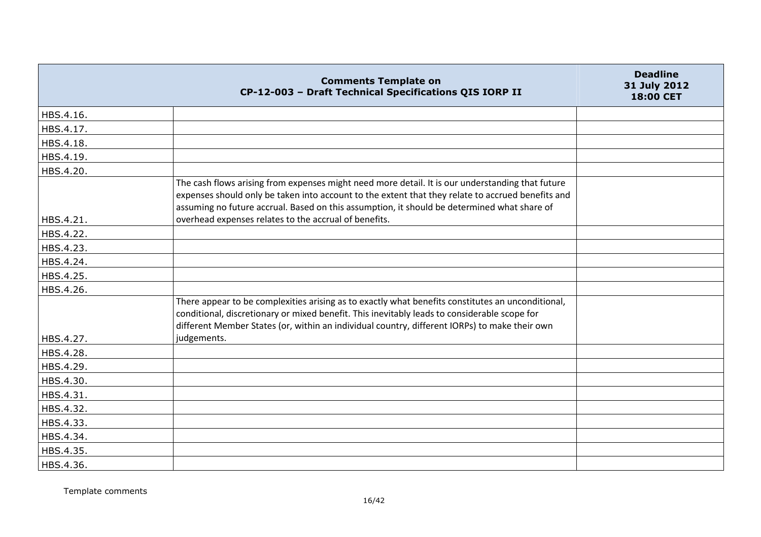| | Comments Template on CP-12-003 – Draft Technical Specifications QIS IORP II | Deadline 31 July 2012 18:00 CET |
|---|---|---|
| HBS.4.16. | | |
| HBS.4.17. | | |
| HBS.4.18. | | |
| HBS.4.19. | | |
| HBS.4.20. | | |
| HBS.4.21. | The cash flows arising from expenses might need more detail. It is our understanding that future expenses should only be taken into account to the extent that they relate to accrued benefits and assuming no future accrual. Based on this assumption, it should be determined what share of overhead expenses relates to the accrual of benefits. | |
| HBS.4.22. | | |
| HBS.4.23. | | |
| HBS.4.24. | | |
| HBS.4.25. | | |
| HBS.4.26. | | |
| HBS.4.27. | There appear to be complexities arising as to exactly what benefits constitutes an unconditional, conditional, discretionary or mixed benefit. This inevitably leads to considerable scope for different Member States (or, within an individual country, different IORPs) to make their own judgements. | |
| HBS.4.28. | | |
| HBS.4.29. | | |
| HBS.4.30. | | |
| HBS.4.31. | | |
| HBS.4.32. | | |
| HBS.4.33. | | |
| HBS.4.34. | | |
| HBS.4.35. | | |
| HBS.4.36. | | |

Template comments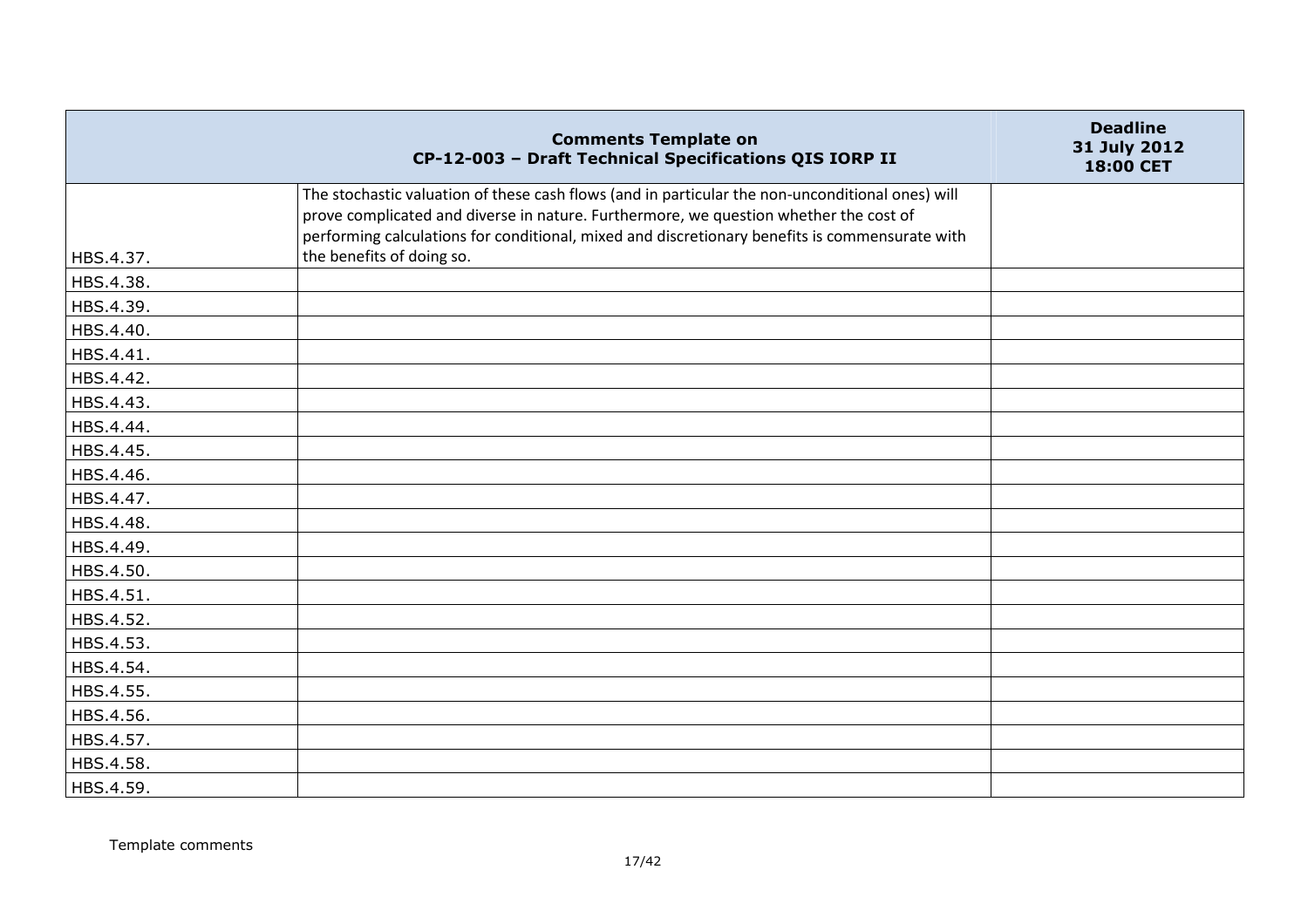| Comments Template on CP-12-003 – Draft Technical Specifications QIS IORP II | | Deadline 31 July 2012 18:00 CET |
|---|---|---|
| HBS.4.37. | The stochastic valuation of these cash flows (and in particular the non-unconditional ones) will prove complicated and diverse in nature. Furthermore, we question whether the cost of performing calculations for conditional, mixed and discretionary benefits is commensurate with the benefits of doing so. | |
| HBS.4.38. | | |
| HBS.4.39. | | |
| HBS.4.40. | | |
| HBS.4.41. | | |
| HBS.4.42. | | |
| HBS.4.43. | | |
| HBS.4.44. | | |
| HBS.4.45. | | |
| HBS.4.46. | | |
| HBS.4.47. | | |
| HBS.4.48. | | |
| HBS.4.49. | | |
| HBS.4.50. | | |
| HBS.4.51. | | |
| HBS.4.52. | | |
| HBS.4.53. | | |
| HBS.4.54. | | |
| HBS.4.55. | | |
| HBS.4.56. | | |
| HBS.4.57. | | |
| HBS.4.58. | | |
| HBS.4.59. | | |

Template comments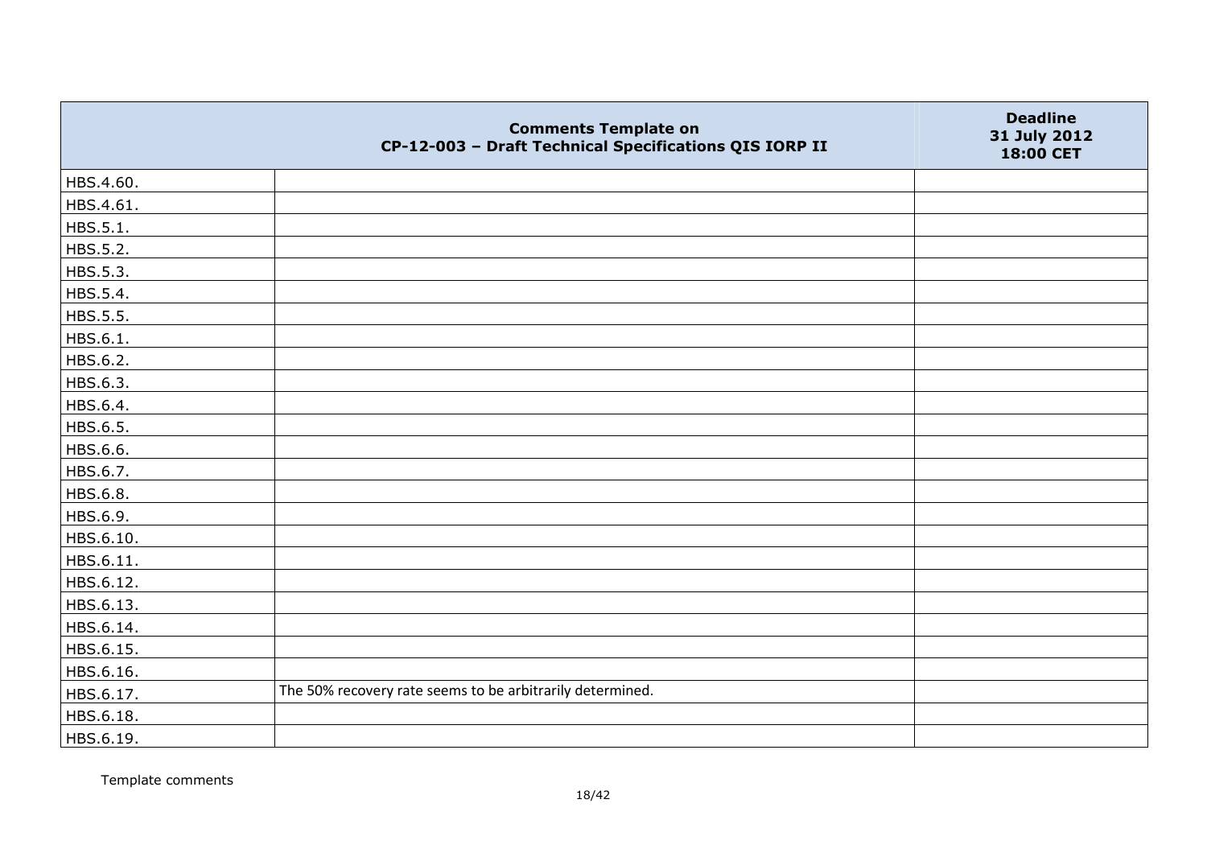| | Comments Template on CP-12-003 – Draft Technical Specifications QIS IORP II | Deadline 31 July 2012 18:00 CET |
|---|---|---|
| HBS.4.60. | | |
| HBS.4.61. | | |
| HBS.5.1. | | |
| HBS.5.2. | | |
| HBS.5.3. | | |
| HBS.5.4. | | |
| HBS.5.5. | | |
| HBS.6.1. | | |
| HBS.6.2. | | |
| HBS.6.3. | | |
| HBS.6.4. | | |
| HBS.6.5. | | |
| HBS.6.6. | | |
| HBS.6.7. | | |
| HBS.6.8. | | |
| HBS.6.9. | | |
| HBS.6.10. | | |
| HBS.6.11. | | |
| HBS.6.12. | | |
| HBS.6.13. | | |
| HBS.6.14. | | |
| HBS.6.15. | | |
| HBS.6.16. | | |
| HBS.6.17. | The 50% recovery rate seems to be arbitrarily determined. | |
| HBS.6.18. | | |
| HBS.6.19. | | |

Template comments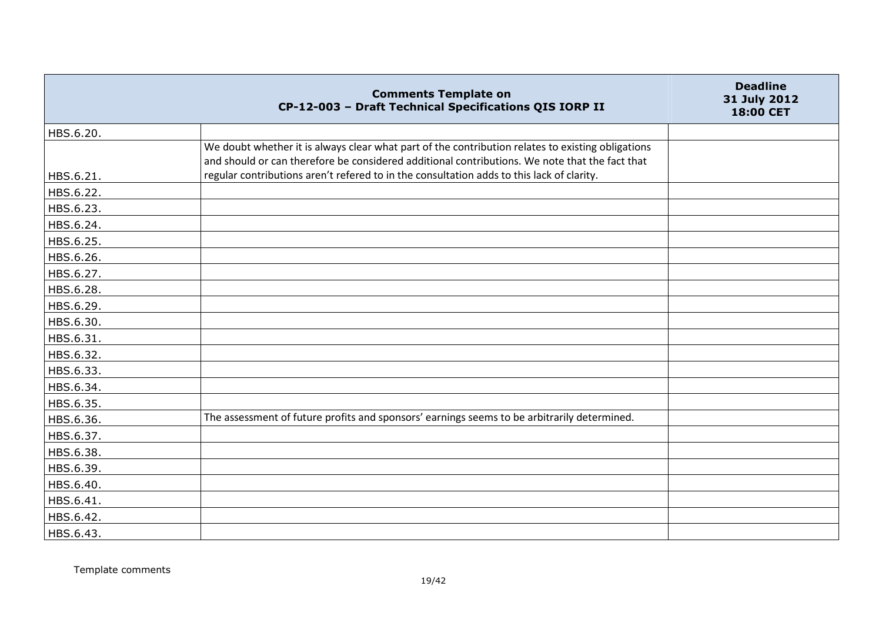| Comments Template on CP-12-003 – Draft Technical Specifications QIS IORP II | | Deadline 31 July 2012 18:00 CET |
|---|---|---|
| HBS.6.20. | | |
| HBS.6.21. | We doubt whether it is always clear what part of the contribution relates to existing obligations and should or can therefore be considered additional contributions. We note that the fact that regular contributions aren't refered to in the consultation adds to this lack of clarity. | |
| HBS.6.22. | | |
| HBS.6.23. | | |
| HBS.6.24. | | |
| HBS.6.25. | | |
| HBS.6.26. | | |
| HBS.6.27. | | |
| HBS.6.28. | | |
| HBS.6.29. | | |
| HBS.6.30. | | |
| HBS.6.31. | | |
| HBS.6.32. | | |
| HBS.6.33. | | |
| HBS.6.34. | | |
| HBS.6.35. | | |
| HBS.6.36. | The assessment of future profits and sponsors' earnings seems to be arbitrarily determined. | |
| HBS.6.37. | | |
| HBS.6.38. | | |
| HBS.6.39. | | |
| HBS.6.40. | | |
| HBS.6.41. | | |
| HBS.6.42. | | |
| HBS.6.43. | | |

Template comments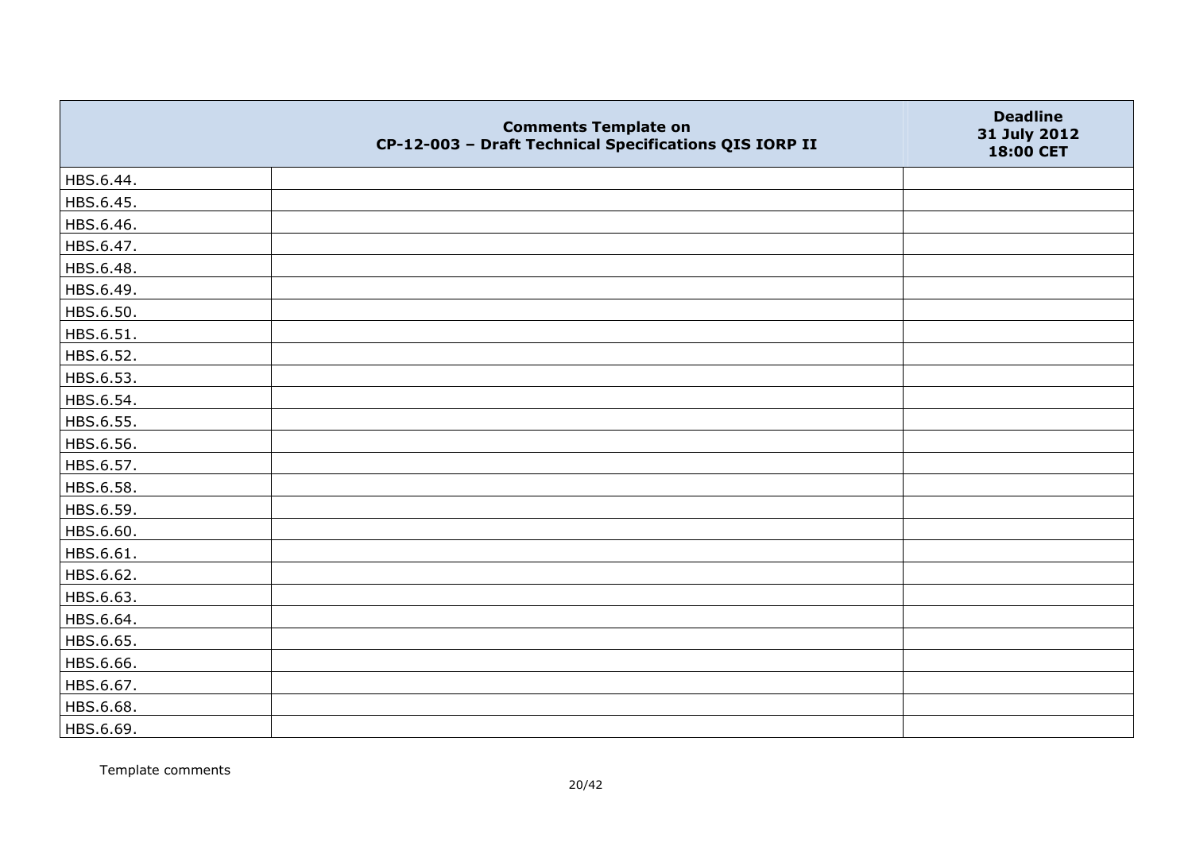| | Comments Template on CP-12-003 – Draft Technical Specifications QIS IORP II | Deadline 31 July 2012 18:00 CET |
|---|---|---|
| HBS.6.44. | | |
| HBS.6.45. | | |
| HBS.6.46. | | |
| HBS.6.47. | | |
| HBS.6.48. | | |
| HBS.6.49. | | |
| HBS.6.50. | | |
| HBS.6.51. | | |
| HBS.6.52. | | |
| HBS.6.53. | | |
| HBS.6.54. | | |
| HBS.6.55. | | |
| HBS.6.56. | | |
| HBS.6.57. | | |
| HBS.6.58. | | |
| HBS.6.59. | | |
| HBS.6.60. | | |
| HBS.6.61. | | |
| HBS.6.62. | | |
| HBS.6.63. | | |
| HBS.6.64. | | |
| HBS.6.65. | | |
| HBS.6.66. | | |
| HBS.6.67. | | |
| HBS.6.68. | | |
| HBS.6.69. | | |

Template comments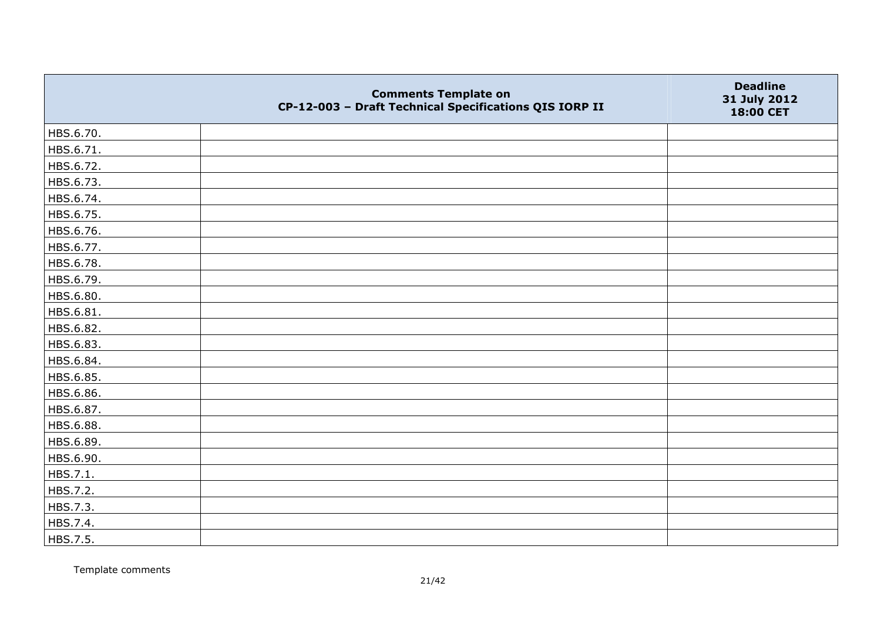|  | Comments Template on CP-12-003 – Draft Technical Specifications QIS IORP II | Deadline 31 July 2012 18:00 CET |
|---|---|---|
| HBS.6.70. |  |  |
| HBS.6.71. |  |  |
| HBS.6.72. |  |  |
| HBS.6.73. |  |  |
| HBS.6.74. |  |  |
| HBS.6.75. |  |  |
| HBS.6.76. |  |  |
| HBS.6.77. |  |  |
| HBS.6.78. |  |  |
| HBS.6.79. |  |  |
| HBS.6.80. |  |  |
| HBS.6.81. |  |  |
| HBS.6.82. |  |  |
| HBS.6.83. |  |  |
| HBS.6.84. |  |  |
| HBS.6.85. |  |  |
| HBS.6.86. |  |  |
| HBS.6.87. |  |  |
| HBS.6.88. |  |  |
| HBS.6.89. |  |  |
| HBS.6.90. |  |  |
| HBS.7.1. |  |  |
| HBS.7.2. |  |  |
| HBS.7.3. |  |  |
| HBS.7.4. |  |  |
| HBS.7.5. |  |  |

Template comments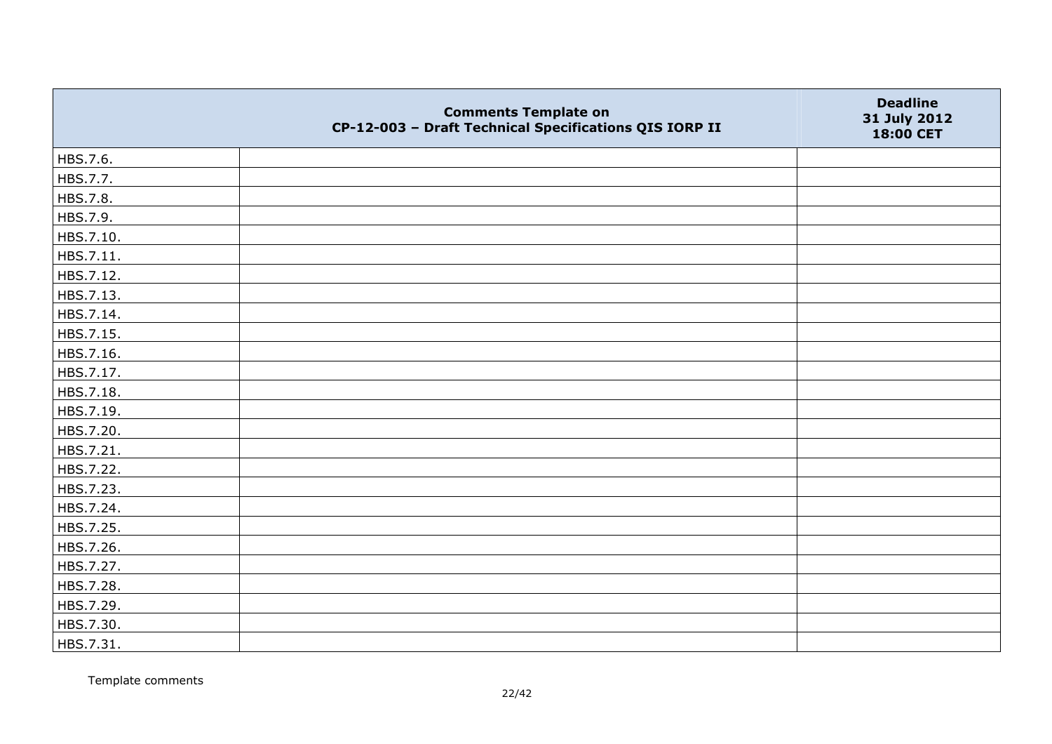| | Comments Template on CP-12-003 – Draft Technical Specifications QIS IORP II | Deadline 31 July 2012 18:00 CET |
|---|---|---|
| HBS.7.6. | | |
| HBS.7.7. | | |
| HBS.7.8. | | |
| HBS.7.9. | | |
| HBS.7.10. | | |
| HBS.7.11. | | |
| HBS.7.12. | | |
| HBS.7.13. | | |
| HBS.7.14. | | |
| HBS.7.15. | | |
| HBS.7.16. | | |
| HBS.7.17. | | |
| HBS.7.18. | | |
| HBS.7.19. | | |
| HBS.7.20. | | |
| HBS.7.21. | | |
| HBS.7.22. | | |
| HBS.7.23. | | |
| HBS.7.24. | | |
| HBS.7.25. | | |
| HBS.7.26. | | |
| HBS.7.27. | | |
| HBS.7.28. | | |
| HBS.7.29. | | |
| HBS.7.30. | | |
| HBS.7.31. | | |

Template comments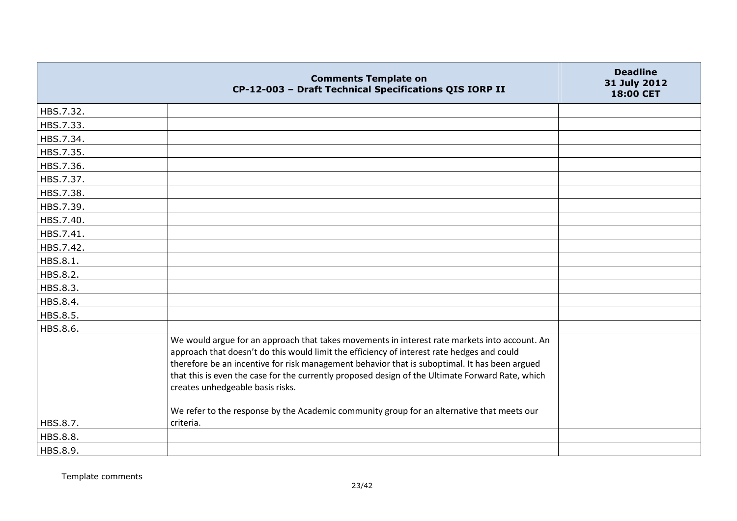| Comments Template on CP-12-003 – Draft Technical Specifications QIS IORP II | | Deadline 31 July 2012 18:00 CET |
|---|---|---|
| HBS.7.32. | | |
| HBS.7.33. | | |
| HBS.7.34. | | |
| HBS.7.35. | | |
| HBS.7.36. | | |
| HBS.7.37. | | |
| HBS.7.38. | | |
| HBS.7.39. | | |
| HBS.7.40. | | |
| HBS.7.41. | | |
| HBS.7.42. | | |
| HBS.8.1. | | |
| HBS.8.2. | | |
| HBS.8.3. | | |
| HBS.8.4. | | |
| HBS.8.5. | | |
| HBS.8.6. | | |
| HBS.8.7. | We would argue for an approach that takes movements in interest rate markets into account. An approach that doesn't do this would limit the efficiency of interest rate hedges and could therefore be an incentive for risk management behavior that is suboptimal. It has been argued that this is even the case for the currently proposed design of the Ultimate Forward Rate, which creates unhedgeable basis risks.<br><br>We refer to the response by the Academic community group for an alternative that meets our criteria. | |
| HBS.8.8. | | |
| HBS.8.9. | | |

Template comments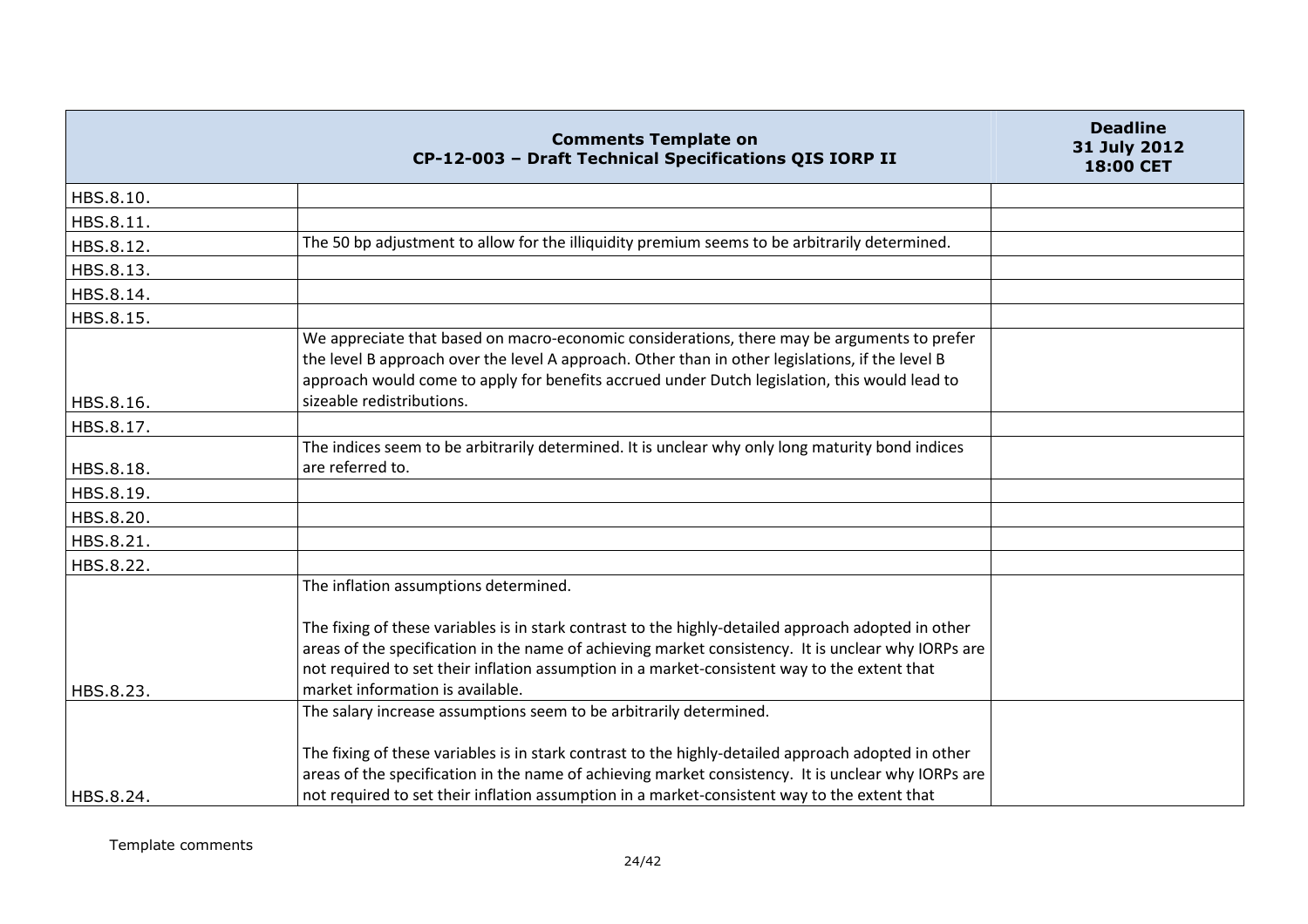| Comments Template on CP-12-003 – Draft Technical Specifications QIS IORP II | | Deadline 31 July 2012 18:00 CET |
|---|---|---|
| HBS.8.10. | | |
| HBS.8.11. | | |
| HBS.8.12. | The 50 bp adjustment to allow for the illiquidity premium seems to be arbitrarily determined. | |
| HBS.8.13. | | |
| HBS.8.14. | | |
| HBS.8.15. | | |
| HBS.8.16. | We appreciate that based on macro-economic considerations, there may be arguments to prefer the level B approach over the level A approach. Other than in other legislations, if the level B approach would come to apply for benefits accrued under Dutch legislation, this would lead to sizeable redistributions. | |
| HBS.8.17. | | |
| HBS.8.18. | The indices seem to be arbitrarily determined. It is unclear why only long maturity bond indices are referred to. | |
| HBS.8.19. | | |
| HBS.8.20. | | |
| HBS.8.21. | | |
| HBS.8.22. | | |
| HBS.8.23. | The inflation assumptions determined.<br><br>The fixing of these variables is in stark contrast to the highly-detailed approach adopted in other areas of the specification in the name of achieving market consistency. It is unclear why IORPs are not required to set their inflation assumption in a market-consistent way to the extent that market information is available. | |
| HBS.8.24. | The salary increase assumptions seem to be arbitrarily determined.<br><br>The fixing of these variables is in stark contrast to the highly-detailed approach adopted in other areas of the specification in the name of achieving market consistency. It is unclear why IORPs are not required to set their inflation assumption in a market-consistent way to the extent that | |

Template comments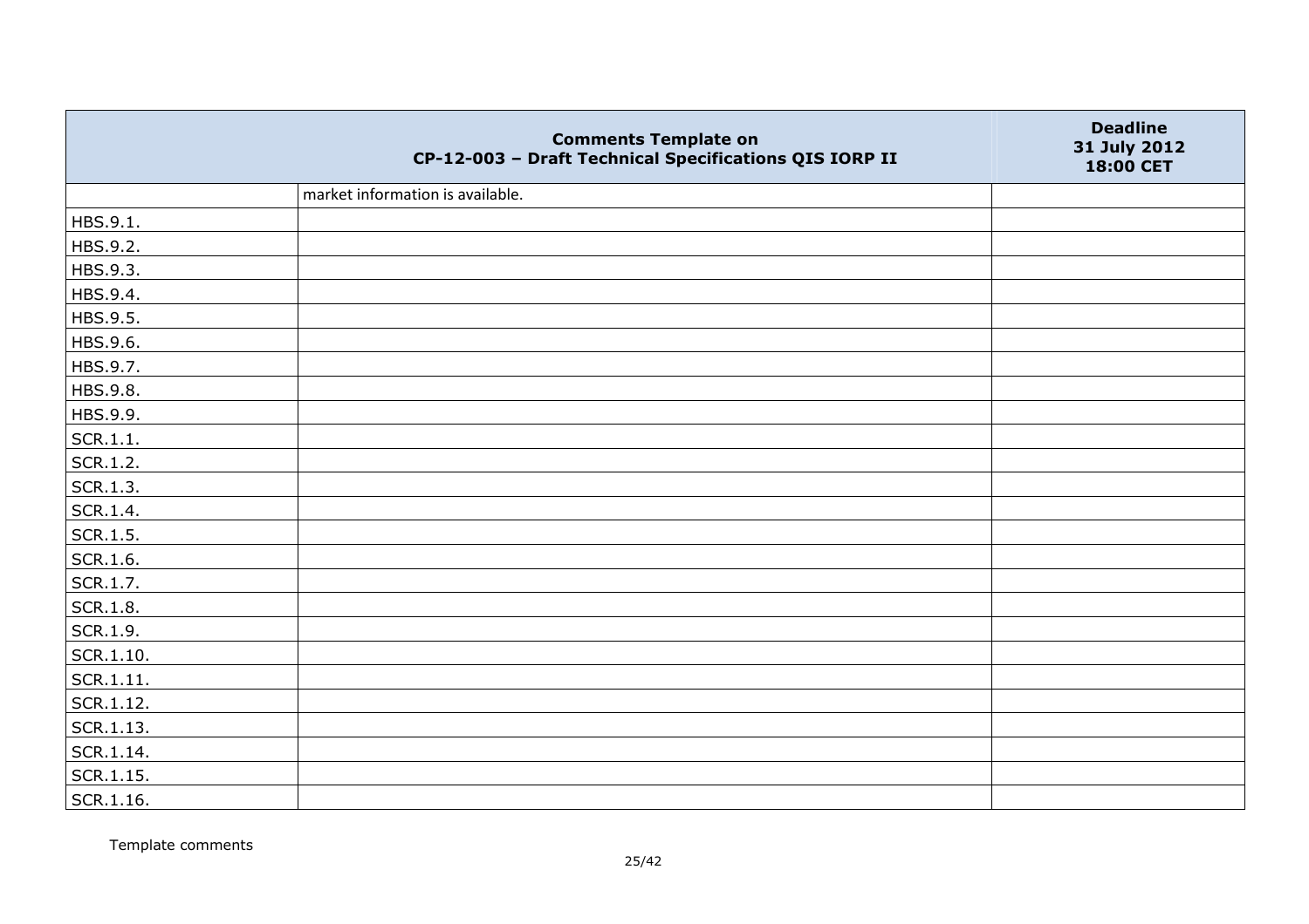| Comments Template on CP-12-003 – Draft Technical Specifications QIS IORP II | | Deadline 31 July 2012 18:00 CET |
|---|---|---|
| | market information is available. | |
| HBS.9.1. | | |
| HBS.9.2. | | |
| HBS.9.3. | | |
| HBS.9.4. | | |
| HBS.9.5. | | |
| HBS.9.6. | | |
| HBS.9.7. | | |
| HBS.9.8. | | |
| HBS.9.9. | | |
| SCR.1.1. | | |
| SCR.1.2. | | |
| SCR.1.3. | | |
| SCR.1.4. | | |
| SCR.1.5. | | |
| SCR.1.6. | | |
| SCR.1.7. | | |
| SCR.1.8. | | |
| SCR.1.9. | | |
| SCR.1.10. | | |
| SCR.1.11. | | |
| SCR.1.12. | | |
| SCR.1.13. | | |
| SCR.1.14. | | |
| SCR.1.15. | | |
| SCR.1.16. | | |

Template comments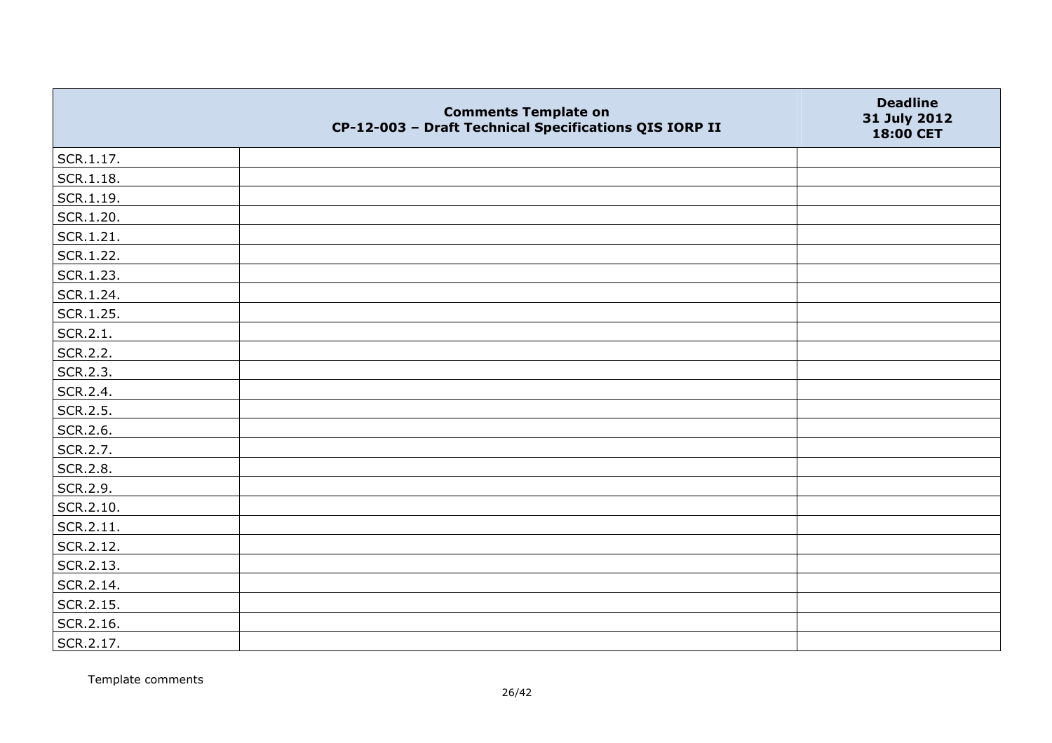|  | **Comments Template on CP-12-003 – Draft Technical Specifications QIS IORP II** | **Deadline 31 July 2012 18:00 CET** |
|---|---|---|
| SCR.1.17. |  |  |
| SCR.1.18. |  |  |
| SCR.1.19. |  |  |
| SCR.1.20. |  |  |
| SCR.1.21. |  |  |
| SCR.1.22. |  |  |
| SCR.1.23. |  |  |
| SCR.1.24. |  |  |
| SCR.1.25. |  |  |
| SCR.2.1. |  |  |
| SCR.2.2. |  |  |
| SCR.2.3. |  |  |
| SCR.2.4. |  |  |
| SCR.2.5. |  |  |
| SCR.2.6. |  |  |
| SCR.2.7. |  |  |
| SCR.2.8. |  |  |
| SCR.2.9. |  |  |
| SCR.2.10. |  |  |
| SCR.2.11. |  |  |
| SCR.2.12. |  |  |
| SCR.2.13. |  |  |
| SCR.2.14. |  |  |
| SCR.2.15. |  |  |
| SCR.2.16. |  |  |
| SCR.2.17. |  |  |

Template comments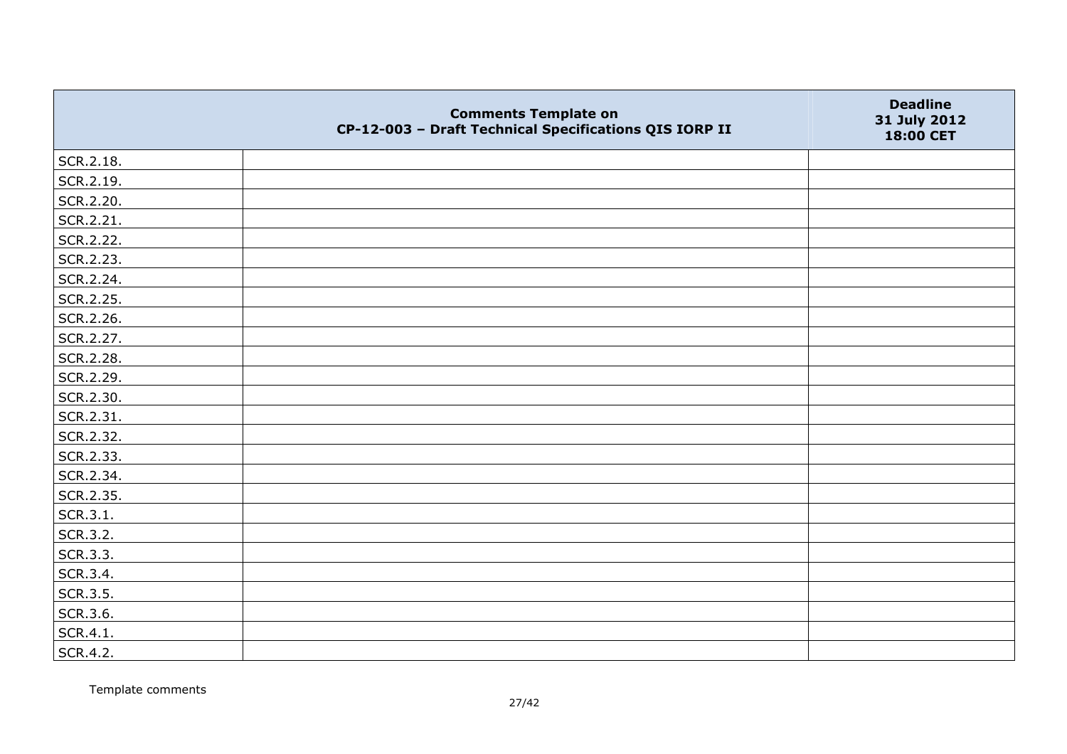| | Comments Template on CP-12-003 – Draft Technical Specifications QIS IORP II | Deadline 31 July 2012 18:00 CET |
|---|---|---|
| SCR.2.18. | | |
| SCR.2.19. | | |
| SCR.2.20. | | |
| SCR.2.21. | | |
| SCR.2.22. | | |
| SCR.2.23. | | |
| SCR.2.24. | | |
| SCR.2.25. | | |
| SCR.2.26. | | |
| SCR.2.27. | | |
| SCR.2.28. | | |
| SCR.2.29. | | |
| SCR.2.30. | | |
| SCR.2.31. | | |
| SCR.2.32. | | |
| SCR.2.33. | | |
| SCR.2.34. | | |
| SCR.2.35. | | |
| SCR.3.1. | | |
| SCR.3.2. | | |
| SCR.3.3. | | |
| SCR.3.4. | | |
| SCR.3.5. | | |
| SCR.3.6. | | |
| SCR.4.1. | | |
| SCR.4.2. | | |

Template comments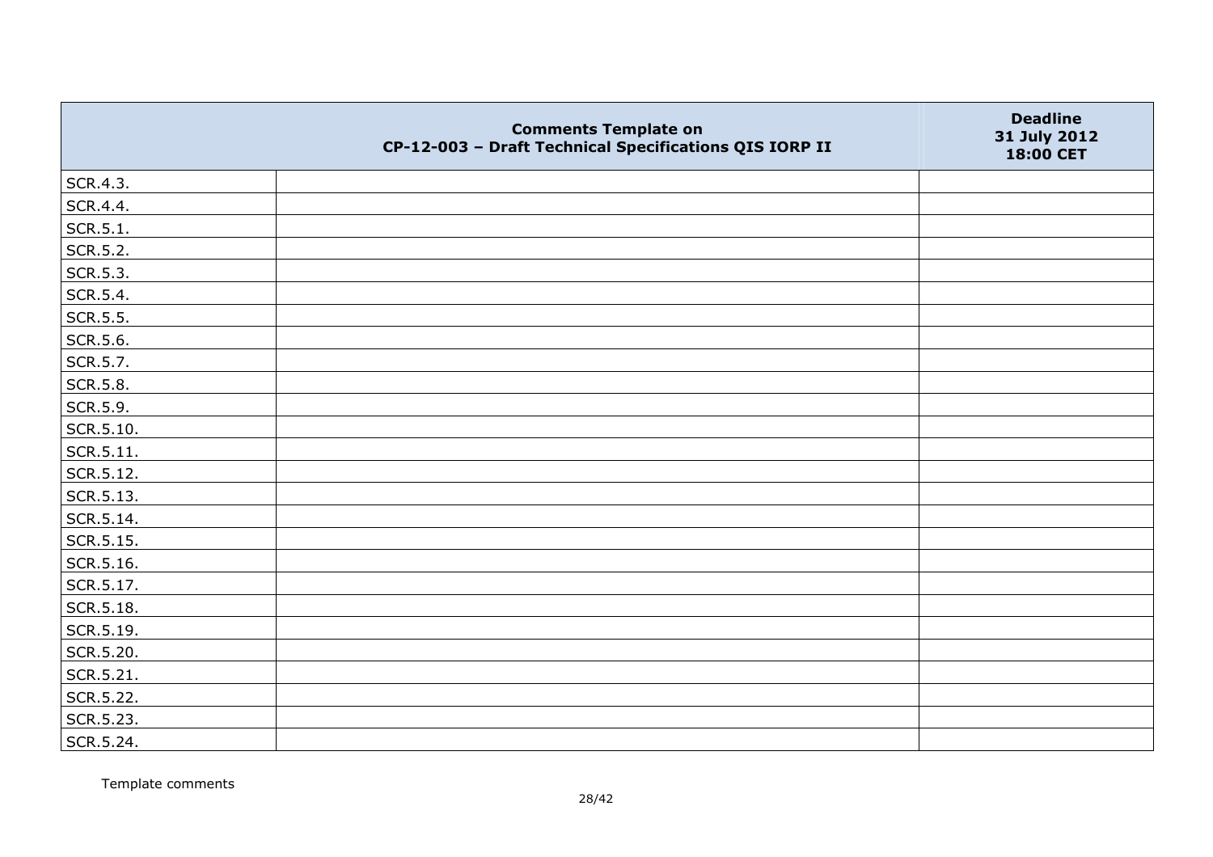| | Comments Template on CP-12-003 – Draft Technical Specifications QIS IORP II | Deadline 31 July 2012 18:00 CET |
|---|---|---|
| SCR.4.3. | | |
| SCR.4.4. | | |
| SCR.5.1. | | |
| SCR.5.2. | | |
| SCR.5.3. | | |
| SCR.5.4. | | |
| SCR.5.5. | | |
| SCR.5.6. | | |
| SCR.5.7. | | |
| SCR.5.8. | | |
| SCR.5.9. | | |
| SCR.5.10. | | |
| SCR.5.11. | | |
| SCR.5.12. | | |
| SCR.5.13. | | |
| SCR.5.14. | | |
| SCR.5.15. | | |
| SCR.5.16. | | |
| SCR.5.17. | | |
| SCR.5.18. | | |
| SCR.5.19. | | |
| SCR.5.20. | | |
| SCR.5.21. | | |
| SCR.5.22. | | |
| SCR.5.23. | | |
| SCR.5.24. | | |

Template comments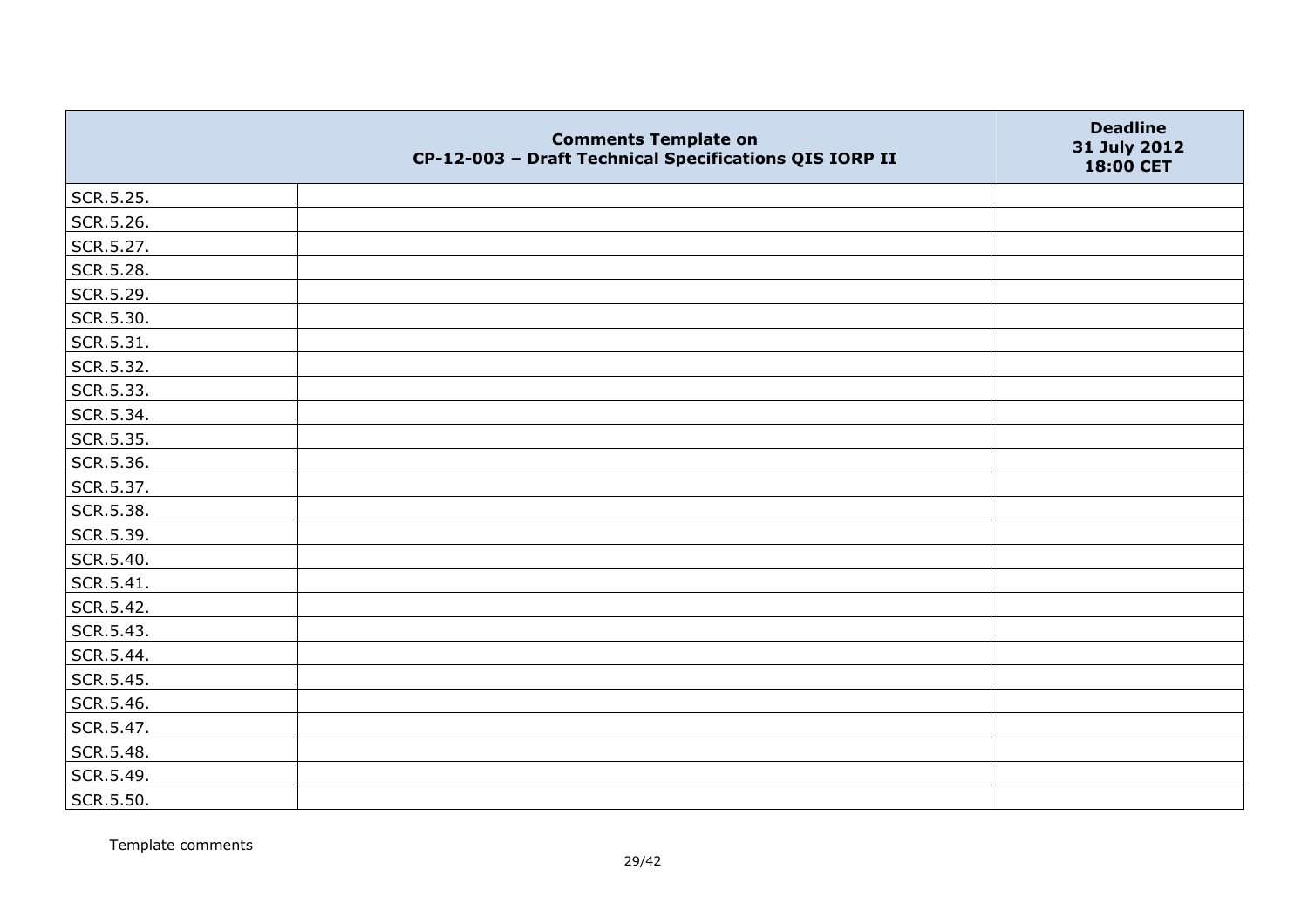| | Comments Template on CP-12-003 – Draft Technical Specifications QIS IORP II | Deadline 31 July 2012 18:00 CET |
|---|---|---|
| SCR.5.25. | | |
| SCR.5.26. | | |
| SCR.5.27. | | |
| SCR.5.28. | | |
| SCR.5.29. | | |
| SCR.5.30. | | |
| SCR.5.31. | | |
| SCR.5.32. | | |
| SCR.5.33. | | |
| SCR.5.34. | | |
| SCR.5.35. | | |
| SCR.5.36. | | |
| SCR.5.37. | | |
| SCR.5.38. | | |
| SCR.5.39. | | |
| SCR.5.40. | | |
| SCR.5.41. | | |
| SCR.5.42. | | |
| SCR.5.43. | | |
| SCR.5.44. | | |
| SCR.5.45. | | |
| SCR.5.46. | | |
| SCR.5.47. | | |
| SCR.5.48. | | |
| SCR.5.49. | | |
| SCR.5.50. | | |

Template comments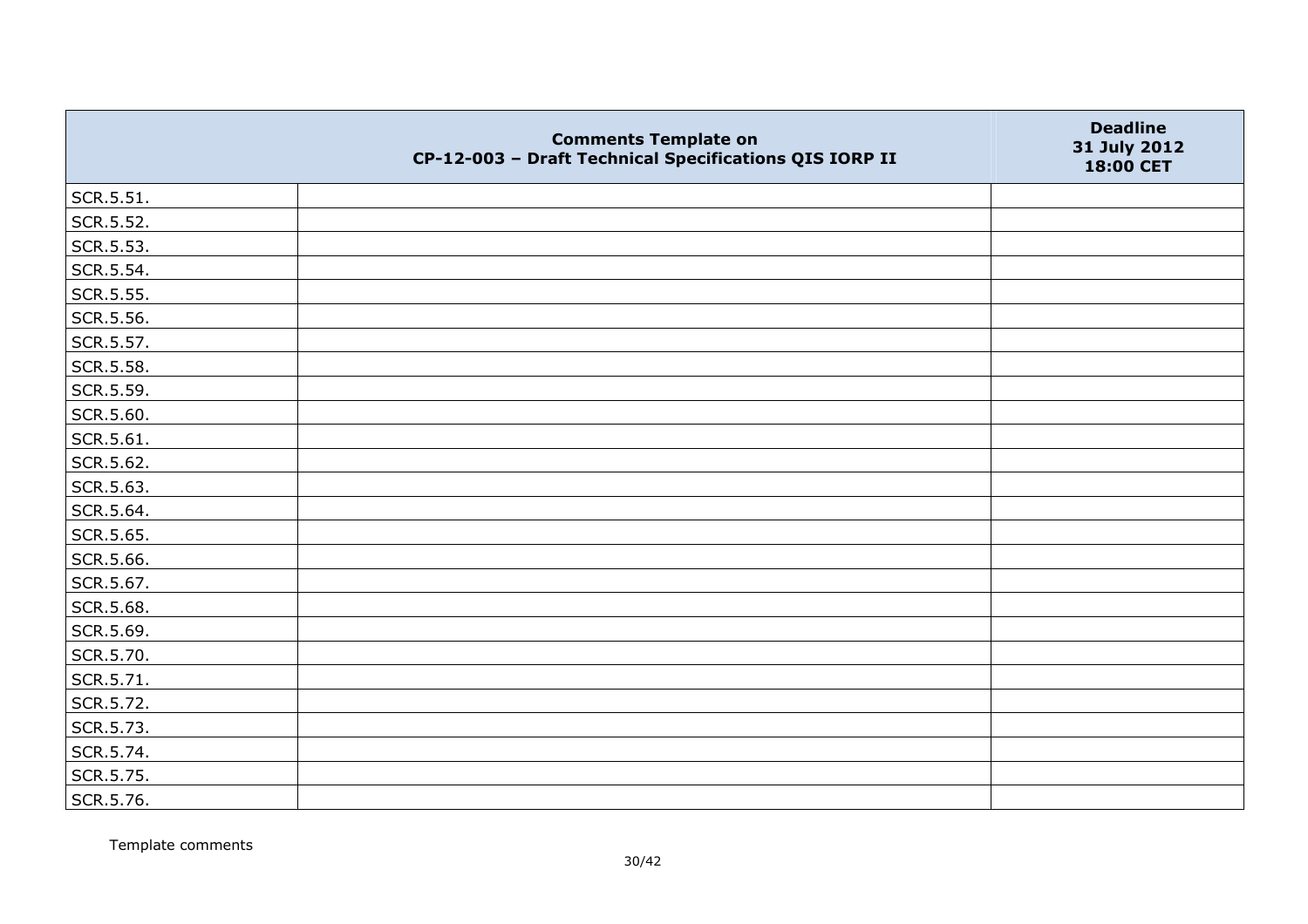| | Comments Template on CP-12-003 – Draft Technical Specifications QIS IORP II | Deadline 31 July 2012 18:00 CET |
|---|---|---|
| SCR.5.51. | | |
| SCR.5.52. | | |
| SCR.5.53. | | |
| SCR.5.54. | | |
| SCR.5.55. | | |
| SCR.5.56. | | |
| SCR.5.57. | | |
| SCR.5.58. | | |
| SCR.5.59. | | |
| SCR.5.60. | | |
| SCR.5.61. | | |
| SCR.5.62. | | |
| SCR.5.63. | | |
| SCR.5.64. | | |
| SCR.5.65. | | |
| SCR.5.66. | | |
| SCR.5.67. | | |
| SCR.5.68. | | |
| SCR.5.69. | | |
| SCR.5.70. | | |
| SCR.5.71. | | |
| SCR.5.72. | | |
| SCR.5.73. | | |
| SCR.5.74. | | |
| SCR.5.75. | | |
| SCR.5.76. | | |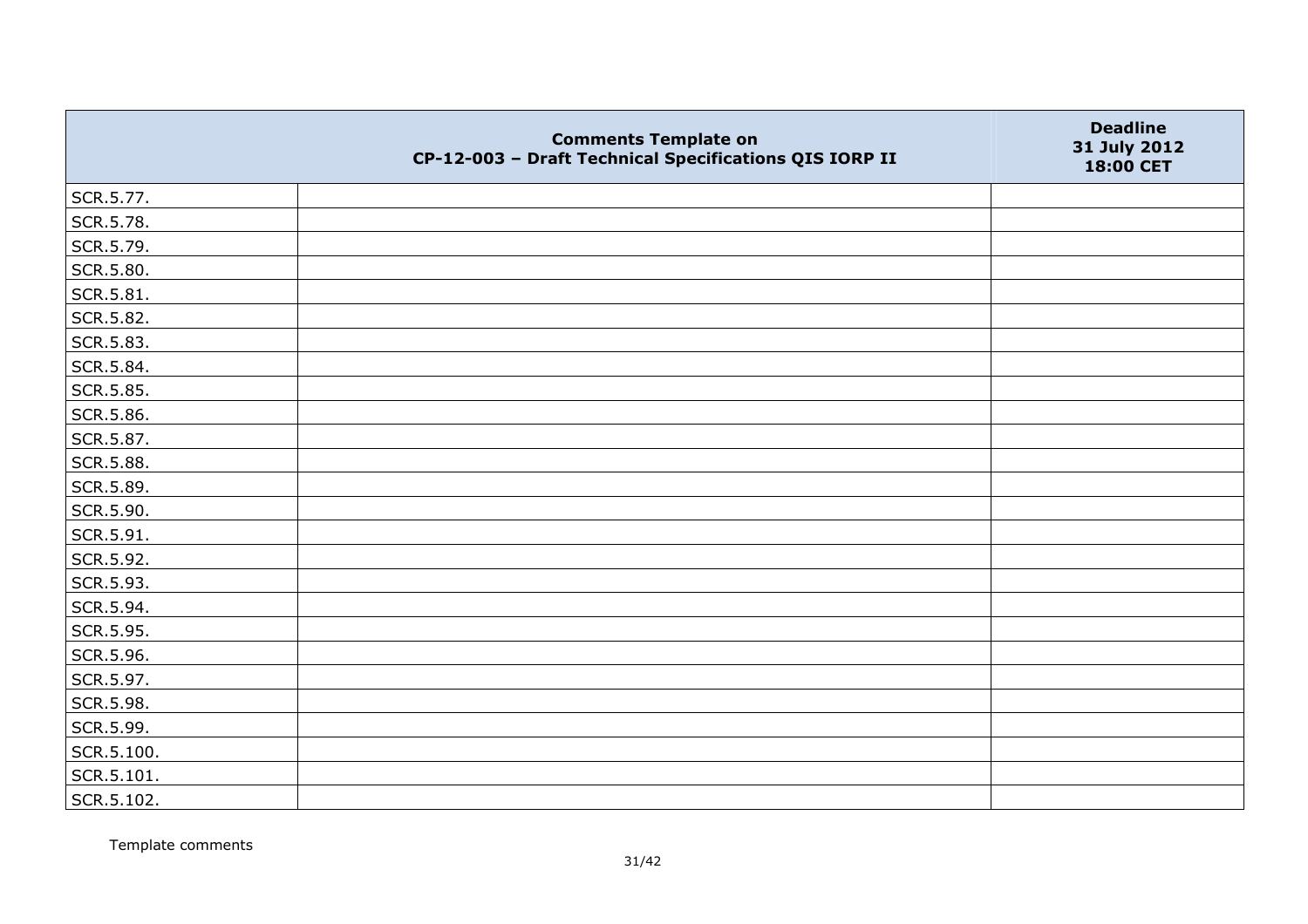|  | Comments Template on CP-12-003 – Draft Technical Specifications QIS IORP II | Deadline 31 July 2012 18:00 CET |
|---|---|---|
| SCR.5.77. |  |  |
| SCR.5.78. |  |  |
| SCR.5.79. |  |  |
| SCR.5.80. |  |  |
| SCR.5.81. |  |  |
| SCR.5.82. |  |  |
| SCR.5.83. |  |  |
| SCR.5.84. |  |  |
| SCR.5.85. |  |  |
| SCR.5.86. |  |  |
| SCR.5.87. |  |  |
| SCR.5.88. |  |  |
| SCR.5.89. |  |  |
| SCR.5.90. |  |  |
| SCR.5.91. |  |  |
| SCR.5.92. |  |  |
| SCR.5.93. |  |  |
| SCR.5.94. |  |  |
| SCR.5.95. |  |  |
| SCR.5.96. |  |  |
| SCR.5.97. |  |  |
| SCR.5.98. |  |  |
| SCR.5.99. |  |  |
| SCR.5.100. |  |  |
| SCR.5.101. |  |  |
| SCR.5.102. |  |  |

Template comments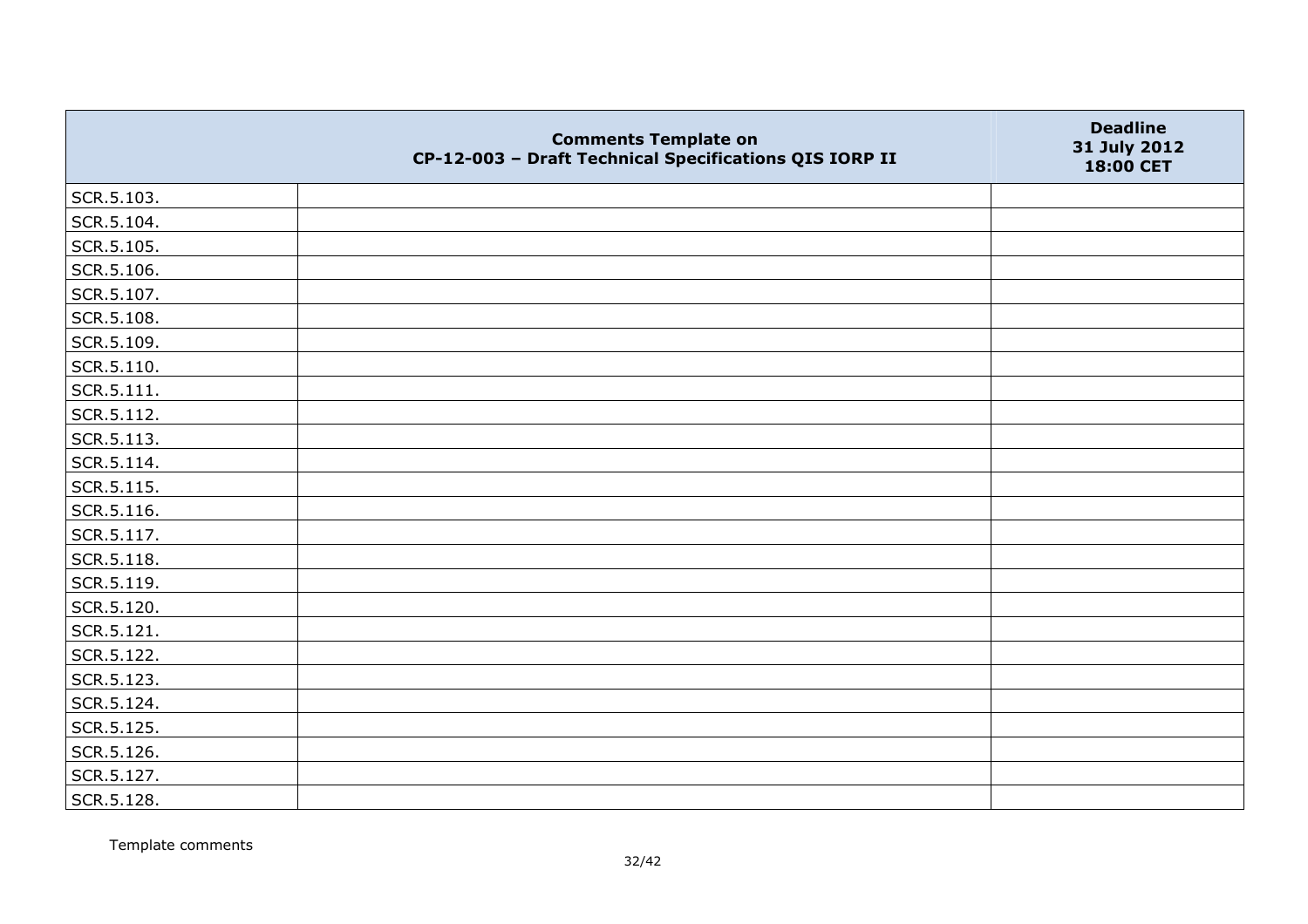| | Comments Template on CP-12-003 – Draft Technical Specifications QIS IORP II | Deadline 31 July 2012 18:00 CET |
|---|---|---|
| SCR.5.103. | | |
| SCR.5.104. | | |
| SCR.5.105. | | |
| SCR.5.106. | | |
| SCR.5.107. | | |
| SCR.5.108. | | |
| SCR.5.109. | | |
| SCR.5.110. | | |
| SCR.5.111. | | |
| SCR.5.112. | | |
| SCR.5.113. | | |
| SCR.5.114. | | |
| SCR.5.115. | | |
| SCR.5.116. | | |
| SCR.5.117. | | |
| SCR.5.118. | | |
| SCR.5.119. | | |
| SCR.5.120. | | |
| SCR.5.121. | | |
| SCR.5.122. | | |
| SCR.5.123. | | |
| SCR.5.124. | | |
| SCR.5.125. | | |
| SCR.5.126. | | |
| SCR.5.127. | | |
| SCR.5.128. | | |

Template comments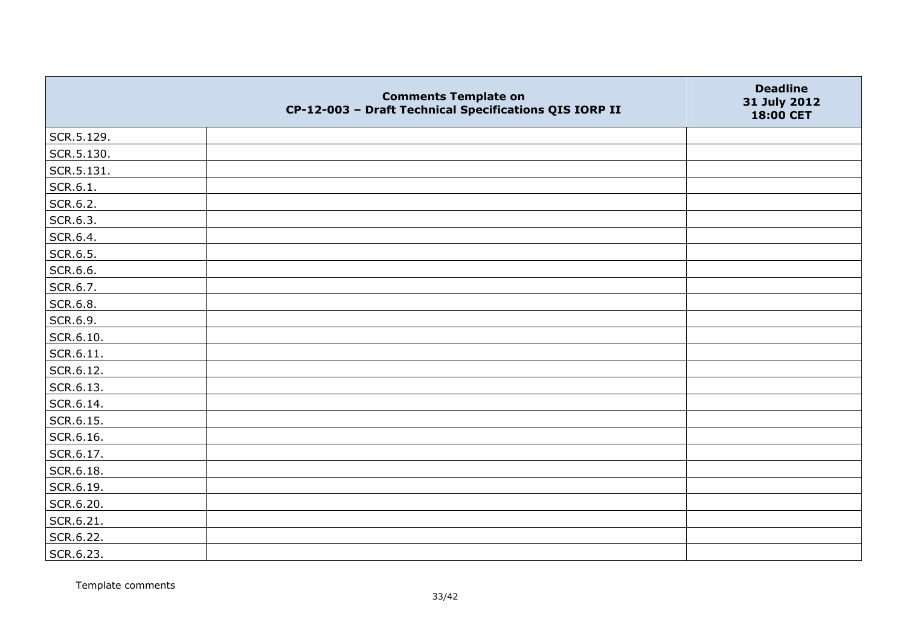| | Comments Template on CP-12-003 – Draft Technical Specifications QIS IORP II | Deadline 31 July 2012 18:00 CET |
|---|---|---|
| SCR.5.129. | | |
| SCR.5.130. | | |
| SCR.5.131. | | |
| SCR.6.1. | | |
| SCR.6.2. | | |
| SCR.6.3. | | |
| SCR.6.4. | | |
| SCR.6.5. | | |
| SCR.6.6. | | |
| SCR.6.7. | | |
| SCR.6.8. | | |
| SCR.6.9. | | |
| SCR.6.10. | | |
| SCR.6.11. | | |
| SCR.6.12. | | |
| SCR.6.13. | | |
| SCR.6.14. | | |
| SCR.6.15. | | |
| SCR.6.16. | | |
| SCR.6.17. | | |
| SCR.6.18. | | |
| SCR.6.19. | | |
| SCR.6.20. | | |
| SCR.6.21. | | |
| SCR.6.22. | | |
| SCR.6.23. | | |

Template comments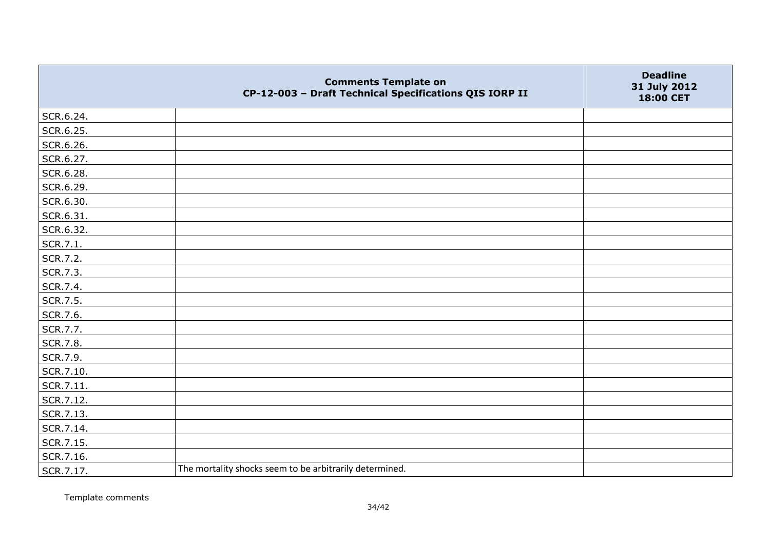| | Comments Template on CP-12-003 – Draft Technical Specifications QIS IORP II | Deadline 31 July 2012 18:00 CET |
|---|---|---|
| SCR.6.24. | | |
| SCR.6.25. | | |
| SCR.6.26. | | |
| SCR.6.27. | | |
| SCR.6.28. | | |
| SCR.6.29. | | |
| SCR.6.30. | | |
| SCR.6.31. | | |
| SCR.6.32. | | |
| SCR.7.1. | | |
| SCR.7.2. | | |
| SCR.7.3. | | |
| SCR.7.4. | | |
| SCR.7.5. | | |
| SCR.7.6. | | |
| SCR.7.7. | | |
| SCR.7.8. | | |
| SCR.7.9. | | |
| SCR.7.10. | | |
| SCR.7.11. | | |
| SCR.7.12. | | |
| SCR.7.13. | | |
| SCR.7.14. | | |
| SCR.7.15. | | |
| SCR.7.16. | | |
| SCR.7.17. | The mortality shocks seem to be arbitrarily determined. | |

Template comments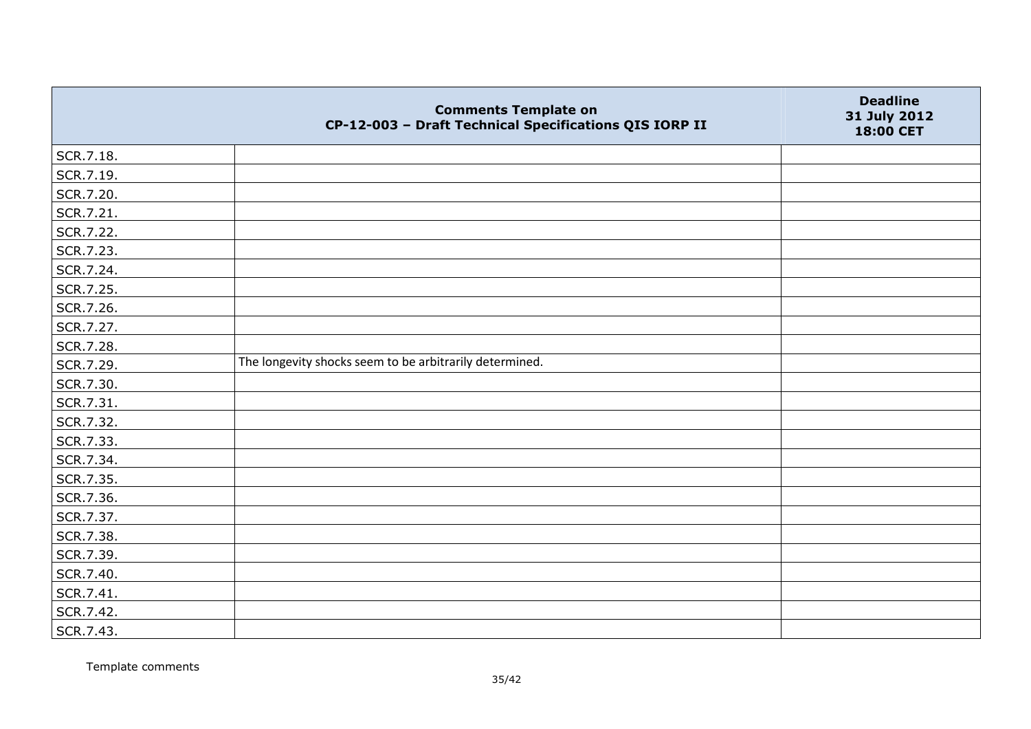| | Comments Template on CP-12-003 – Draft Technical Specifications QIS IORP II | Deadline 31 July 2012 18:00 CET |
|---|---|---|
| SCR.7.18. | | |
| SCR.7.19. | | |
| SCR.7.20. | | |
| SCR.7.21. | | |
| SCR.7.22. | | |
| SCR.7.23. | | |
| SCR.7.24. | | |
| SCR.7.25. | | |
| SCR.7.26. | | |
| SCR.7.27. | | |
| SCR.7.28. | | |
| SCR.7.29. | The longevity shocks seem to be arbitrarily determined. | |
| SCR.7.30. | | |
| SCR.7.31. | | |
| SCR.7.32. | | |
| SCR.7.33. | | |
| SCR.7.34. | | |
| SCR.7.35. | | |
| SCR.7.36. | | |
| SCR.7.37. | | |
| SCR.7.38. | | |
| SCR.7.39. | | |
| SCR.7.40. | | |
| SCR.7.41. | | |
| SCR.7.42. | | |
| SCR.7.43. | | |

Template comments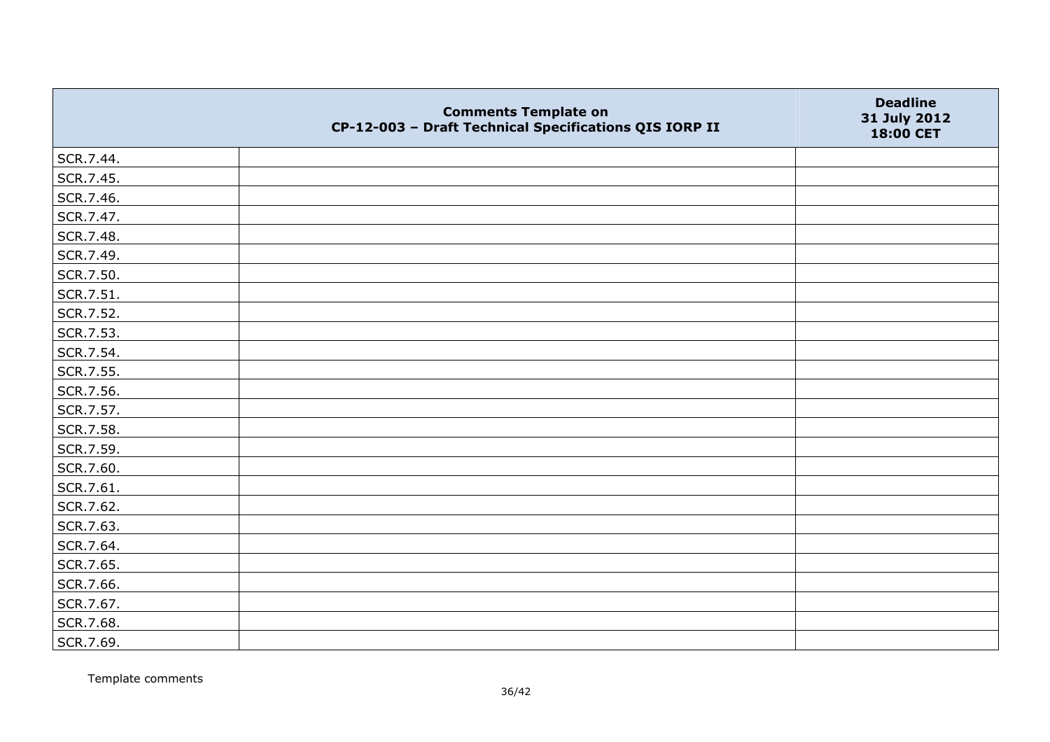|  | Comments Template on CP-12-003 – Draft Technical Specifications QIS IORP II | Deadline 31 July 2012 18:00 CET |
|---|---|---|
| SCR.7.44. |  |  |
| SCR.7.45. |  |  |
| SCR.7.46. |  |  |
| SCR.7.47. |  |  |
| SCR.7.48. |  |  |
| SCR.7.49. |  |  |
| SCR.7.50. |  |  |
| SCR.7.51. |  |  |
| SCR.7.52. |  |  |
| SCR.7.53. |  |  |
| SCR.7.54. |  |  |
| SCR.7.55. |  |  |
| SCR.7.56. |  |  |
| SCR.7.57. |  |  |
| SCR.7.58. |  |  |
| SCR.7.59. |  |  |
| SCR.7.60. |  |  |
| SCR.7.61. |  |  |
| SCR.7.62. |  |  |
| SCR.7.63. |  |  |
| SCR.7.64. |  |  |
| SCR.7.65. |  |  |
| SCR.7.66. |  |  |
| SCR.7.67. |  |  |
| SCR.7.68. |  |  |
| SCR.7.69. |  |  |

Template comments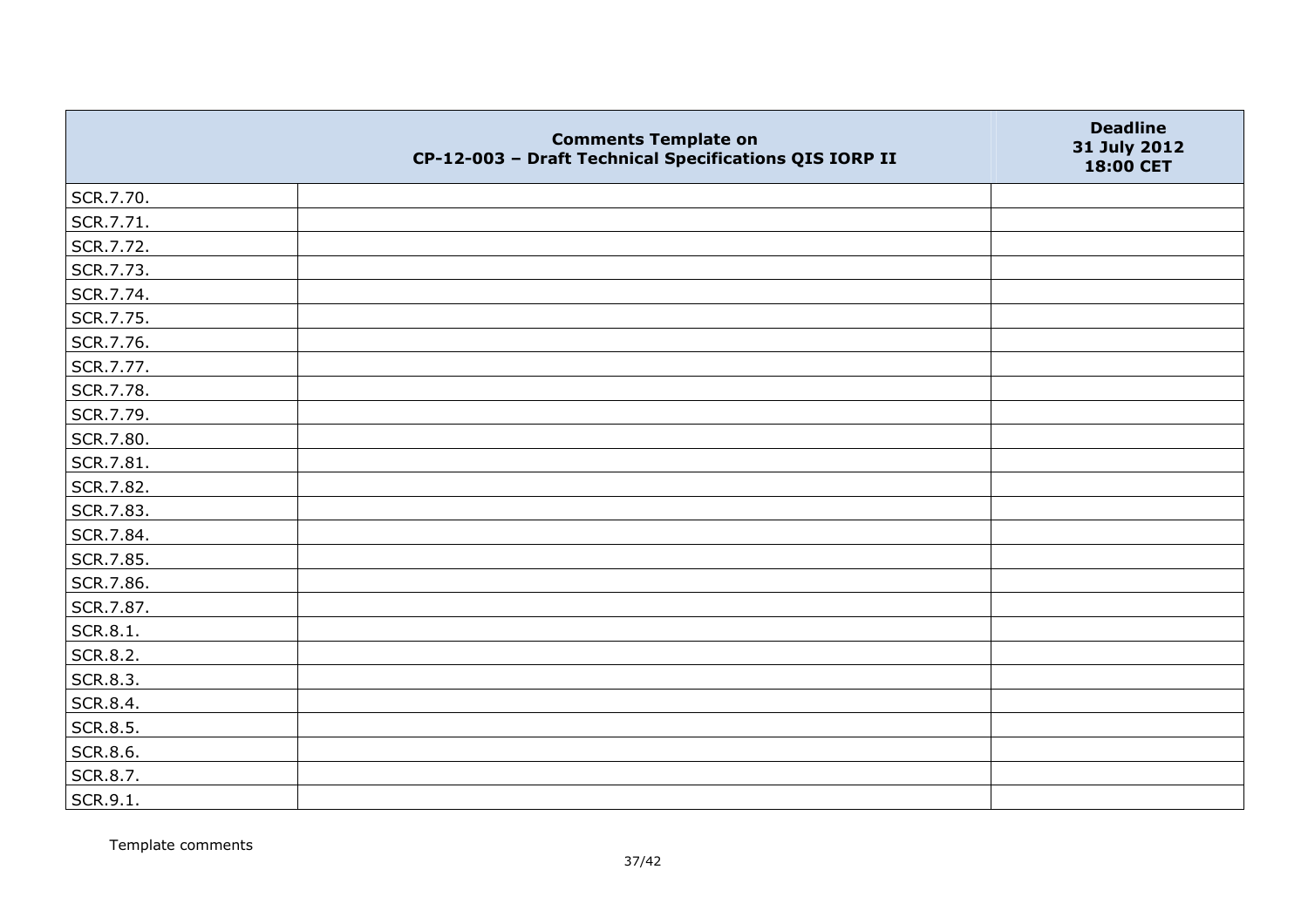|  | Comments Template on CP-12-003 – Draft Technical Specifications QIS IORP II | Deadline 31 July 2012 18:00 CET |
|---|---|---|
| SCR.7.70. |  |  |
| SCR.7.71. |  |  |
| SCR.7.72. |  |  |
| SCR.7.73. |  |  |
| SCR.7.74. |  |  |
| SCR.7.75. |  |  |
| SCR.7.76. |  |  |
| SCR.7.77. |  |  |
| SCR.7.78. |  |  |
| SCR.7.79. |  |  |
| SCR.7.80. |  |  |
| SCR.7.81. |  |  |
| SCR.7.82. |  |  |
| SCR.7.83. |  |  |
| SCR.7.84. |  |  |
| SCR.7.85. |  |  |
| SCR.7.86. |  |  |
| SCR.7.87. |  |  |
| SCR.8.1. |  |  |
| SCR.8.2. |  |  |
| SCR.8.3. |  |  |
| SCR.8.4. |  |  |
| SCR.8.5. |  |  |
| SCR.8.6. |  |  |
| SCR.8.7. |  |  |
| SCR.9.1. |  |  |

Template comments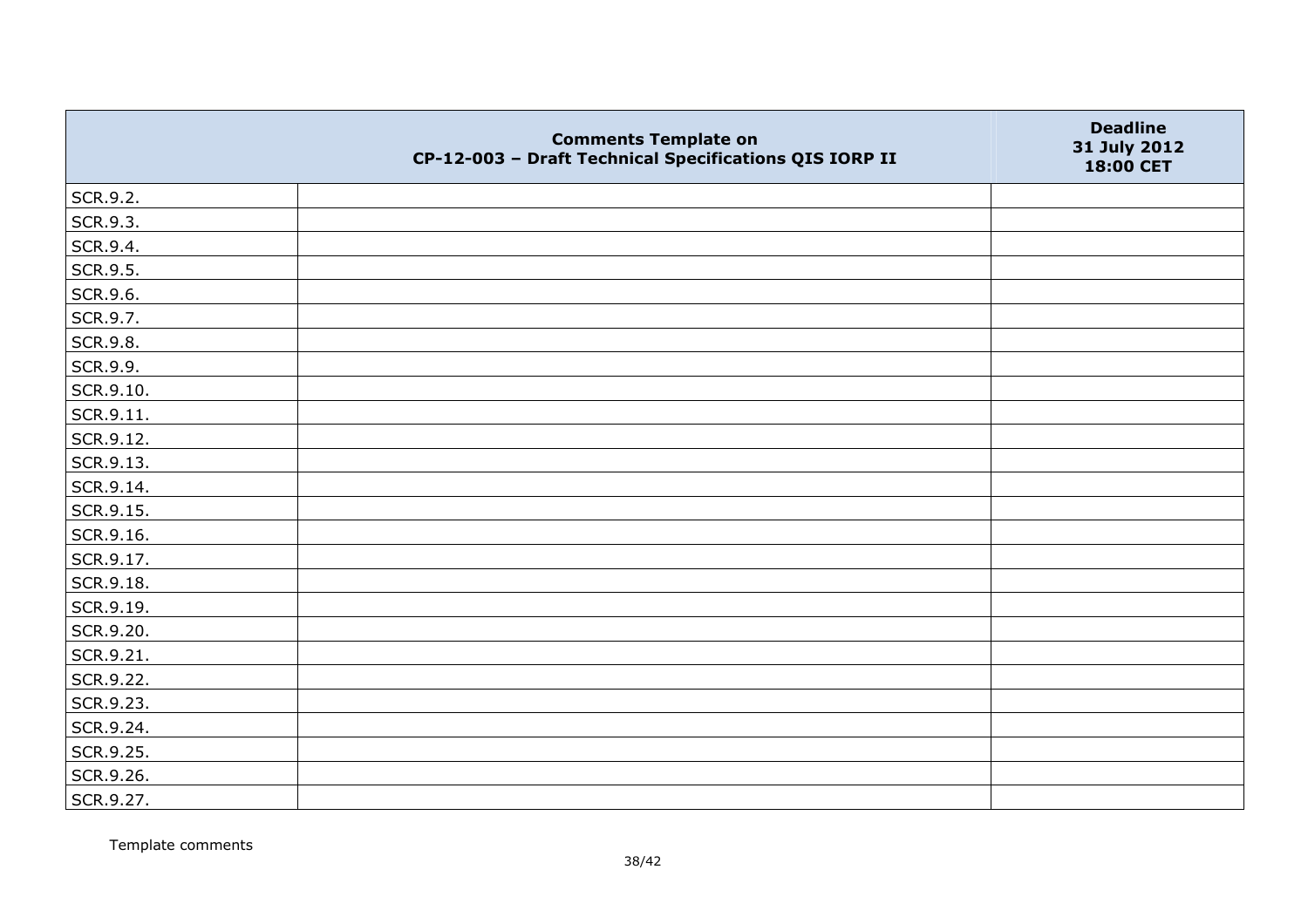| | Comments Template on CP-12-003 – Draft Technical Specifications QIS IORP II | Deadline 31 July 2012 18:00 CET |
|---|---|---|
| SCR.9.2. | | |
| SCR.9.3. | | |
| SCR.9.4. | | |
| SCR.9.5. | | |
| SCR.9.6. | | |
| SCR.9.7. | | |
| SCR.9.8. | | |
| SCR.9.9. | | |
| SCR.9.10. | | |
| SCR.9.11. | | |
| SCR.9.12. | | |
| SCR.9.13. | | |
| SCR.9.14. | | |
| SCR.9.15. | | |
| SCR.9.16. | | |
| SCR.9.17. | | |
| SCR.9.18. | | |
| SCR.9.19. | | |
| SCR.9.20. | | |
| SCR.9.21. | | |
| SCR.9.22. | | |
| SCR.9.23. | | |
| SCR.9.24. | | |
| SCR.9.25. | | |
| SCR.9.26. | | |
| SCR.9.27. | | |

Template comments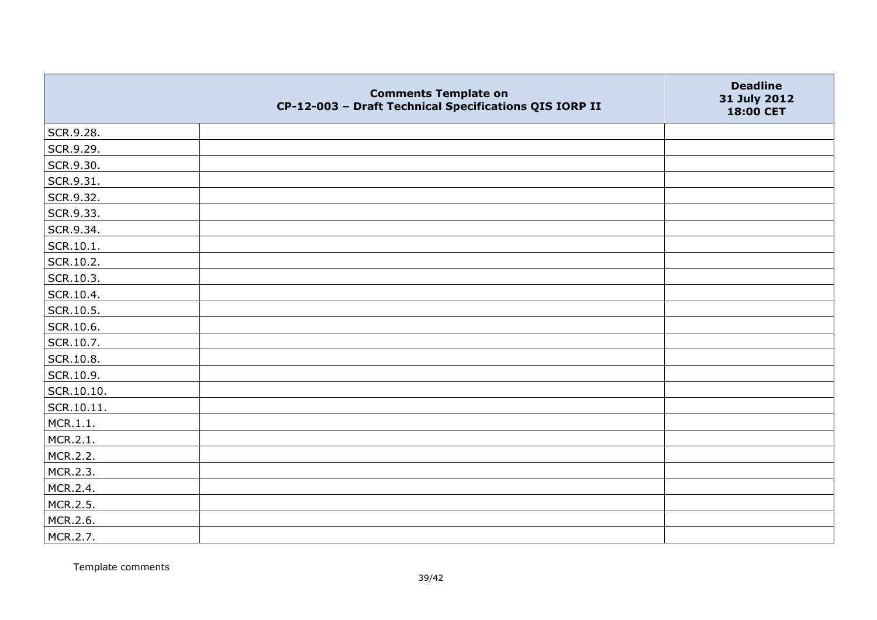| | Comments Template on CP-12-003 – Draft Technical Specifications QIS IORP II | Deadline 31 July 2012 18:00 CET |
|---|---|---|
| SCR.9.28. | | |
| SCR.9.29. | | |
| SCR.9.30. | | |
| SCR.9.31. | | |
| SCR.9.32. | | |
| SCR.9.33. | | |
| SCR.9.34. | | |
| SCR.10.1. | | |
| SCR.10.2. | | |
| SCR.10.3. | | |
| SCR.10.4. | | |
| SCR.10.5. | | |
| SCR.10.6. | | |
| SCR.10.7. | | |
| SCR.10.8. | | |
| SCR.10.9. | | |
| SCR.10.10. | | |
| SCR.10.11. | | |
| MCR.1.1. | | |
| MCR.2.1. | | |
| MCR.2.2. | | |
| MCR.2.3. | | |
| MCR.2.4. | | |
| MCR.2.5. | | |
| MCR.2.6. | | |
| MCR.2.7. | | |

Template comments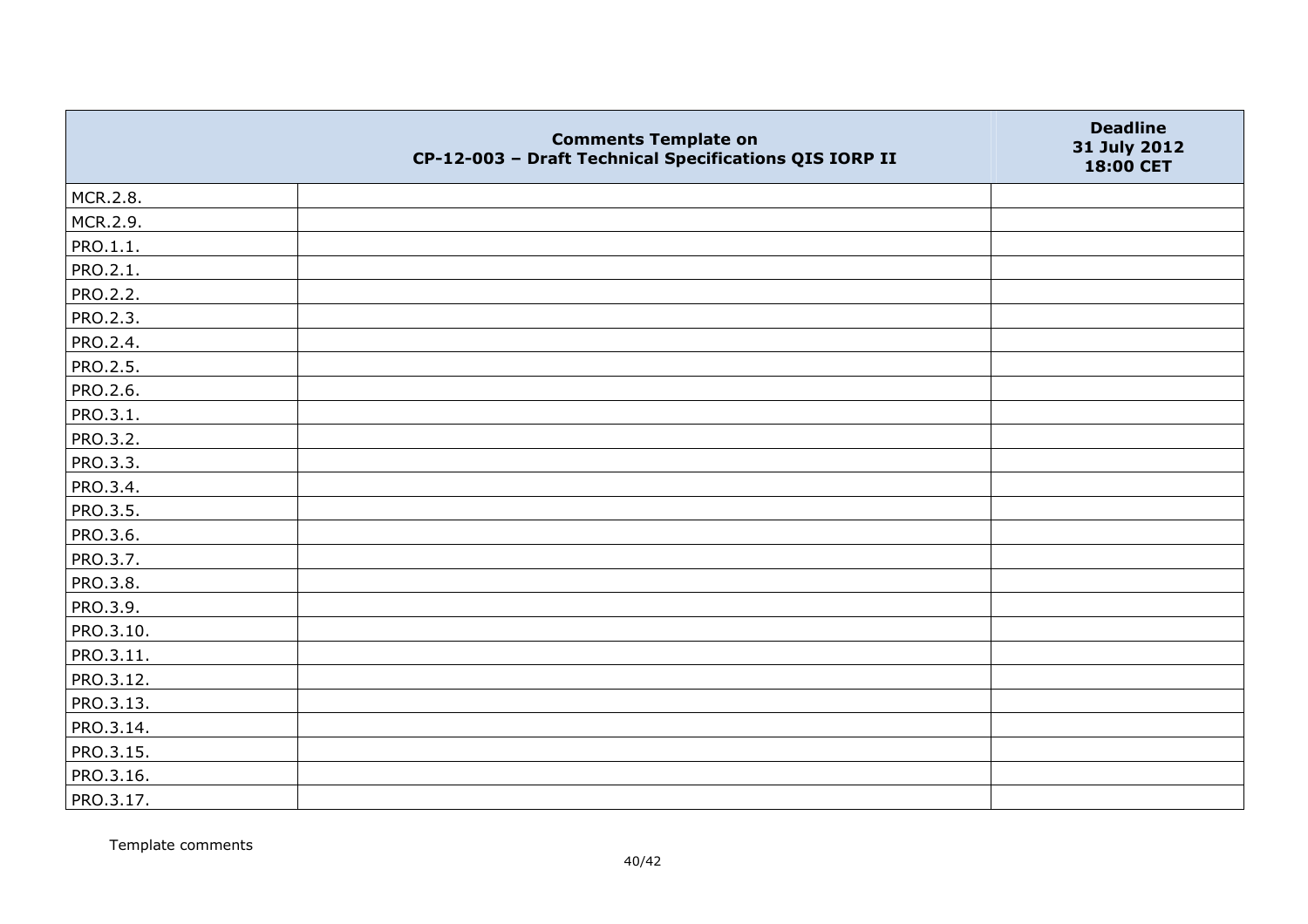| | Comments Template on CP-12-003 – Draft Technical Specifications QIS IORP II | Deadline 31 July 2012 18:00 CET |
|---|---|---|
| MCR.2.8. | | |
| MCR.2.9. | | |
| PRO.1.1. | | |
| PRO.2.1. | | |
| PRO.2.2. | | |
| PRO.2.3. | | |
| PRO.2.4. | | |
| PRO.2.5. | | |
| PRO.2.6. | | |
| PRO.3.1. | | |
| PRO.3.2. | | |
| PRO.3.3. | | |
| PRO.3.4. | | |
| PRO.3.5. | | |
| PRO.3.6. | | |
| PRO.3.7. | | |
| PRO.3.8. | | |
| PRO.3.9. | | |
| PRO.3.10. | | |
| PRO.3.11. | | |
| PRO.3.12. | | |
| PRO.3.13. | | |
| PRO.3.14. | | |
| PRO.3.15. | | |
| PRO.3.16. | | |
| PRO.3.17. | | |

Template comments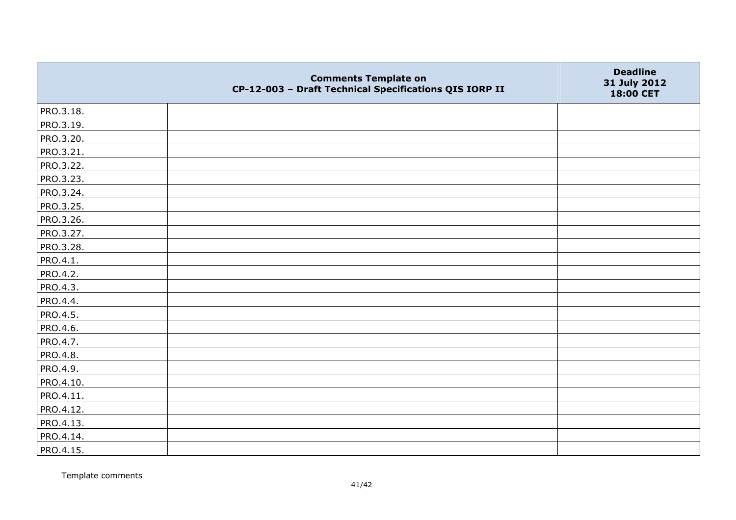|  | Comments Template on CP-12-003 – Draft Technical Specifications QIS IORP II | Deadline 31 July 2012 18:00 CET |
|---|---|---|
| PRO.3.18. |  |  |
| PRO.3.19. |  |  |
| PRO.3.20. |  |  |
| PRO.3.21. |  |  |
| PRO.3.22. |  |  |
| PRO.3.23. |  |  |
| PRO.3.24. |  |  |
| PRO.3.25. |  |  |
| PRO.3.26. |  |  |
| PRO.3.27. |  |  |
| PRO.3.28. |  |  |
| PRO.4.1. |  |  |
| PRO.4.2. |  |  |
| PRO.4.3. |  |  |
| PRO.4.4. |  |  |
| PRO.4.5. |  |  |
| PRO.4.6. |  |  |
| PRO.4.7. |  |  |
| PRO.4.8. |  |  |
| PRO.4.9. |  |  |
| PRO.4.10. |  |  |
| PRO.4.11. |  |  |
| PRO.4.12. |  |  |
| PRO.4.13. |  |  |
| PRO.4.14. |  |  |
| PRO.4.15. |  |  |

Template comments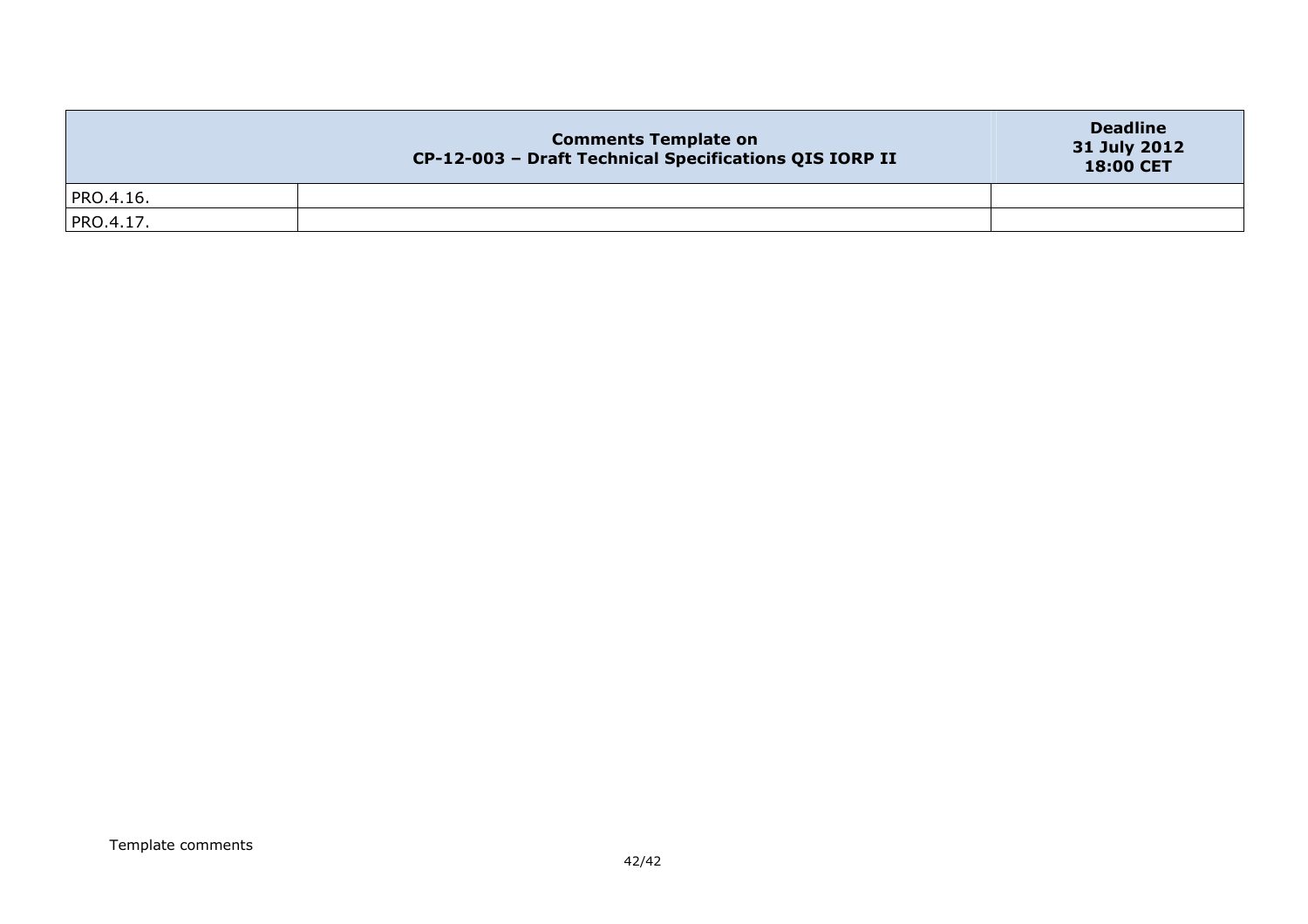| | Comments Template on CP-12-003 – Draft Technical Specifications QIS IORP II | Deadline 31 July 2012 18:00 CET |
|---|---|---|
| PRO.4.16. | | |
| PRO.4.17. | | |